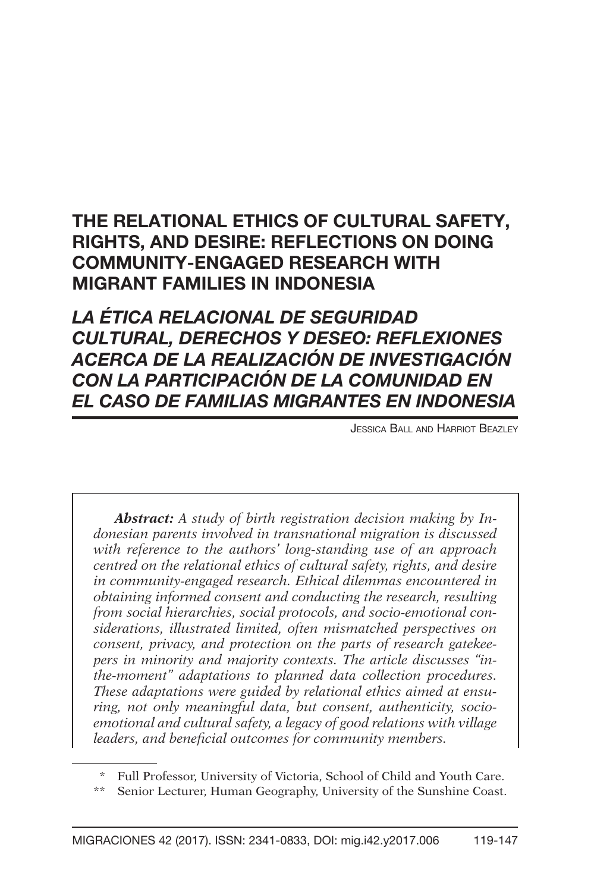# THE RELATIONAL ETHICS OF CULTURAL SAFETY, RIGHTS, AND DESIRE: REFLECTIONS ON DOING COMMUNITY-ENGAGED RESEARCH WITH MIGRANT FAMILIES IN INDONESIA

## *LA ÉTICA RELACIONAL DE SEGURIDAD CULTURAL, DERECHOS Y DESEO: REFLEXIONES ACERCA DE LA REALIZACIÓN DE INVESTIGACIÓN CON LA PARTICIPACIÓN DE LA COMUNIDAD EN EL CASO DE FAMILIAS MIGRANTES EN INDONESIA*

Jessica Ball and Harriot Beazley

***Abstract:*** *A study of birth registration decision making by Indonesian parents involved in transnational migration is discussed with reference to the authors' long-standing use of an approach centred on the relational ethics of cultural safety, rights, and desire in community-engaged research. Ethical dilemmas encountered in obtaining informed consent and conducting the research, resulting from social hierarchies, social protocols, and socio-emotional considerations, illustrated limited, often mismatched perspectives on consent, privacy, and protection on the parts of research gatekeepers in minority and majority contexts. The article discusses "in-the-moment" adaptations to planned data collection procedures. These adaptations were guided by relational ethics aimed at ensuring, not only meaningful data, but consent, authenticity, socio-emotional and cultural safety, a legacy of good relations with village leaders, and beneficial outcomes for community members.*

\* Full Professor, University of Victoria, School of Child and Youth Care.

\*\* Senior Lecturer, Human Geography, University of the Sunshine Coast.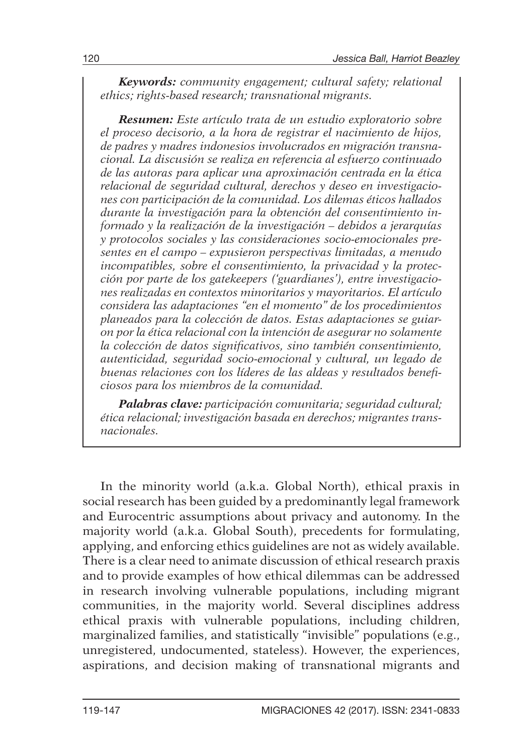***Keywords:*** *community engagement; cultural safety; relational ethics; rights-based research; transnational migrants.*

***Resumen:*** *Este artículo trata de un estudio exploratorio sobre el proceso decisorio, a la hora de registrar el nacimiento de hijos, de padres y madres indonesios involucrados en migración transnacional. La discusión se realiza en referencia al esfuerzo continuado de las autoras para aplicar una aproximación centrada en la ética relacional de seguridad cultural, derechos y deseo en investigaciones con participación de la comunidad. Los dilemas éticos hallados durante la investigación para la obtención del consentimiento informado y la realización de la investigación – debidos a jerarquías y protocolos sociales y las consideraciones socio-emocionales presentes en el campo – expusieron perspectivas limitadas, a menudo incompatibles, sobre el consentimiento, la privacidad y la protección por parte de los gatekeepers ('guardianes'), entre investigaciones realizadas en contextos minoritarios y mayoritarios. El artículo considera las adaptaciones "en el momento" de los procedimientos planeados para la colección de datos. Estas adaptaciones se guiaron por la ética relacional con la intención de asegurar no solamente la colección de datos significativos, sino también consentimiento, autenticidad, seguridad socio-emocional y cultural, un legado de buenas relaciones con los líderes de las aldeas y resultados beneficiosos para los miembros de la comunidad.*

***Palabras clave:*** *participación comunitaria; seguridad cultural; ética relacional; investigación basada en derechos; migrantes transnacionales.*

In the minority world (a.k.a. Global North), ethical praxis in social research has been guided by a predominantly legal framework and Eurocentric assumptions about privacy and autonomy. In the majority world (a.k.a. Global South), precedents for formulating, applying, and enforcing ethics guidelines are not as widely available. There is a clear need to animate discussion of ethical research praxis and to provide examples of how ethical dilemmas can be addressed in research involving vulnerable populations, including migrant communities, in the majority world. Several disciplines address ethical praxis with vulnerable populations, including children, marginalized families, and statistically "invisible" populations (e.g., unregistered, undocumented, stateless). However, the experiences, aspirations, and decision making of transnational migrants and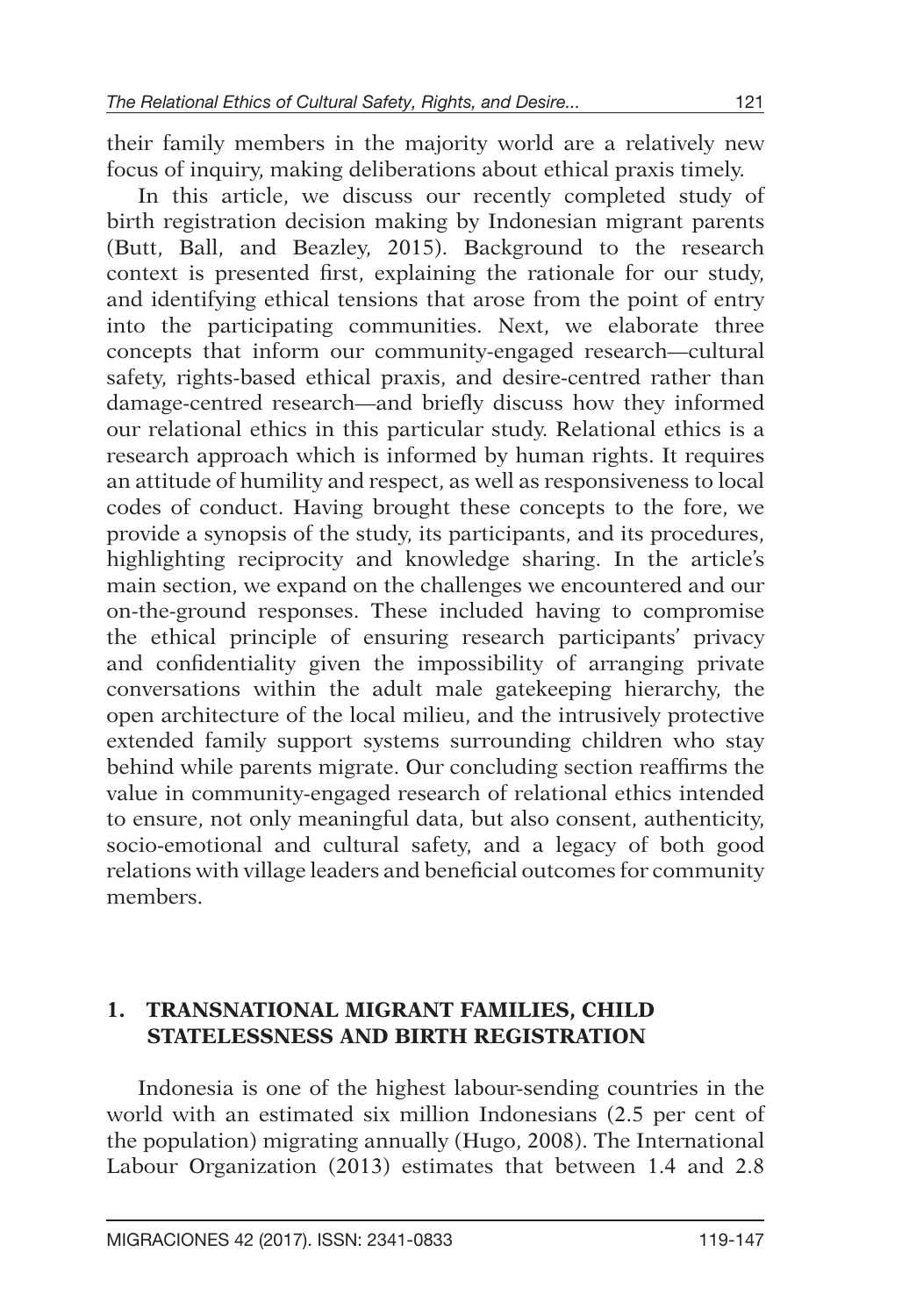their family members in the majority world are a relatively new focus of inquiry, making deliberations about ethical praxis timely.

In this article, we discuss our recently completed study of birth registration decision making by Indonesian migrant parents (Butt, Ball, and Beazley, 2015). Background to the research context is presented first, explaining the rationale for our study, and identifying ethical tensions that arose from the point of entry into the participating communities. Next, we elaborate three concepts that inform our community-engaged research—cultural safety, rights-based ethical praxis, and desire-centred rather than damage-centred research—and briefly discuss how they informed our relational ethics in this particular study. Relational ethics is a research approach which is informed by human rights. It requires an attitude of humility and respect, as well as responsiveness to local codes of conduct. Having brought these concepts to the fore, we provide a synopsis of the study, its participants, and its procedures, highlighting reciprocity and knowledge sharing. In the article's main section, we expand on the challenges we encountered and our on-the-ground responses. These included having to compromise the ethical principle of ensuring research participants' privacy and confidentiality given the impossibility of arranging private conversations within the adult male gatekeeping hierarchy, the open architecture of the local milieu, and the intrusively protective extended family support systems surrounding children who stay behind while parents migrate. Our concluding section reaffirms the value in community-engaged research of relational ethics intended to ensure, not only meaningful data, but also consent, authenticity, socio-emotional and cultural safety, and a legacy of both good relations with village leaders and beneficial outcomes for community members.

## 1. TRANSNATIONAL MIGRANT FAMILIES, CHILD STATELESSNESS AND BIRTH REGISTRATION

Indonesia is one of the highest labour-sending countries in the world with an estimated six million Indonesians (2.5 per cent of the population) migrating annually (Hugo, 2008). The International Labour Organization (2013) estimates that between 1.4 and 2.8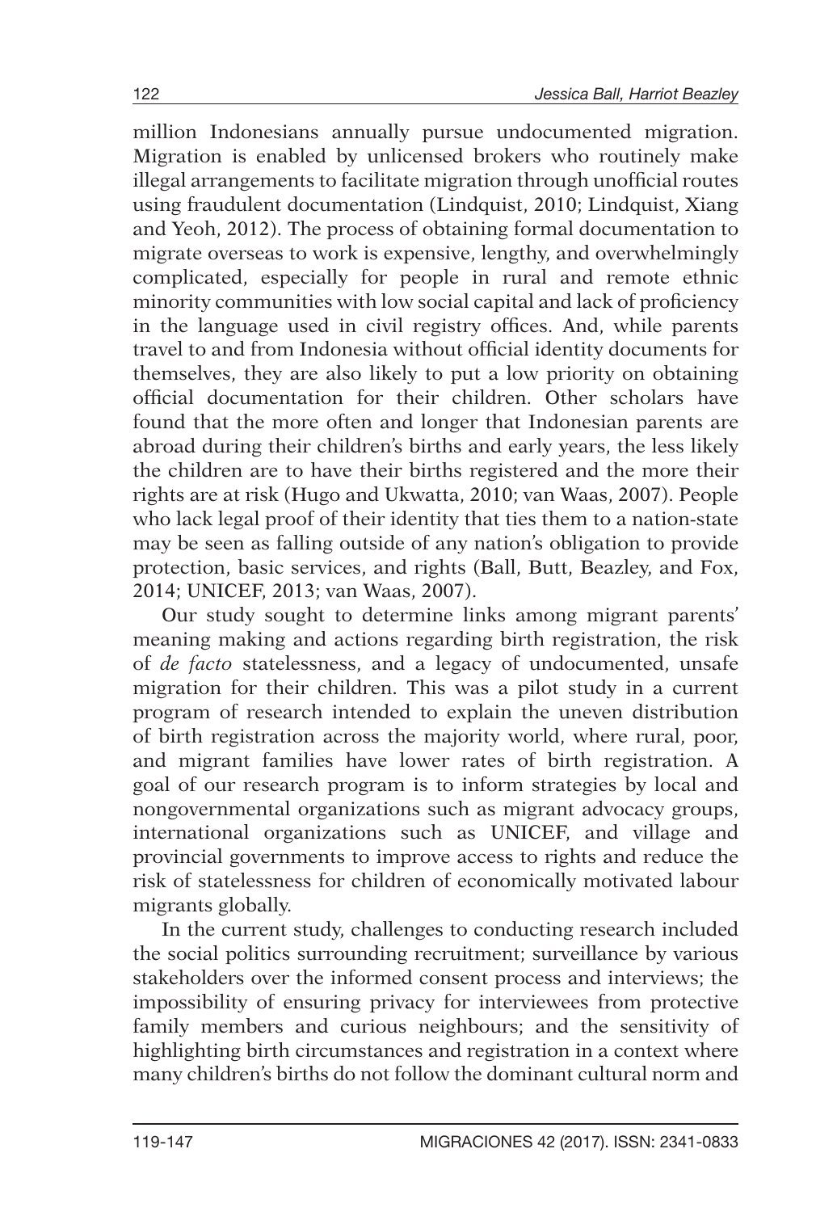million Indonesians annually pursue undocumented migration. Migration is enabled by unlicensed brokers who routinely make illegal arrangements to facilitate migration through unofficial routes using fraudulent documentation (Lindquist, 2010; Lindquist, Xiang and Yeoh, 2012). The process of obtaining formal documentation to migrate overseas to work is expensive, lengthy, and overwhelmingly complicated, especially for people in rural and remote ethnic minority communities with low social capital and lack of proficiency in the language used in civil registry offices. And, while parents travel to and from Indonesia without official identity documents for themselves, they are also likely to put a low priority on obtaining official documentation for their children. Other scholars have found that the more often and longer that Indonesian parents are abroad during their children's births and early years, the less likely the children are to have their births registered and the more their rights are at risk (Hugo and Ukwatta, 2010; van Waas, 2007). People who lack legal proof of their identity that ties them to a nation-state may be seen as falling outside of any nation's obligation to provide protection, basic services, and rights (Ball, Butt, Beazley, and Fox, 2014; UNICEF, 2013; van Waas, 2007).

Our study sought to determine links among migrant parents' meaning making and actions regarding birth registration, the risk of *de facto* statelessness, and a legacy of undocumented, unsafe migration for their children. This was a pilot study in a current program of research intended to explain the uneven distribution of birth registration across the majority world, where rural, poor, and migrant families have lower rates of birth registration. A goal of our research program is to inform strategies by local and nongovernmental organizations such as migrant advocacy groups, international organizations such as UNICEF, and village and provincial governments to improve access to rights and reduce the risk of statelessness for children of economically motivated labour migrants globally.

In the current study, challenges to conducting research included the social politics surrounding recruitment; surveillance by various stakeholders over the informed consent process and interviews; the impossibility of ensuring privacy for interviewees from protective family members and curious neighbours; and the sensitivity of highlighting birth circumstances and registration in a context where many children's births do not follow the dominant cultural norm and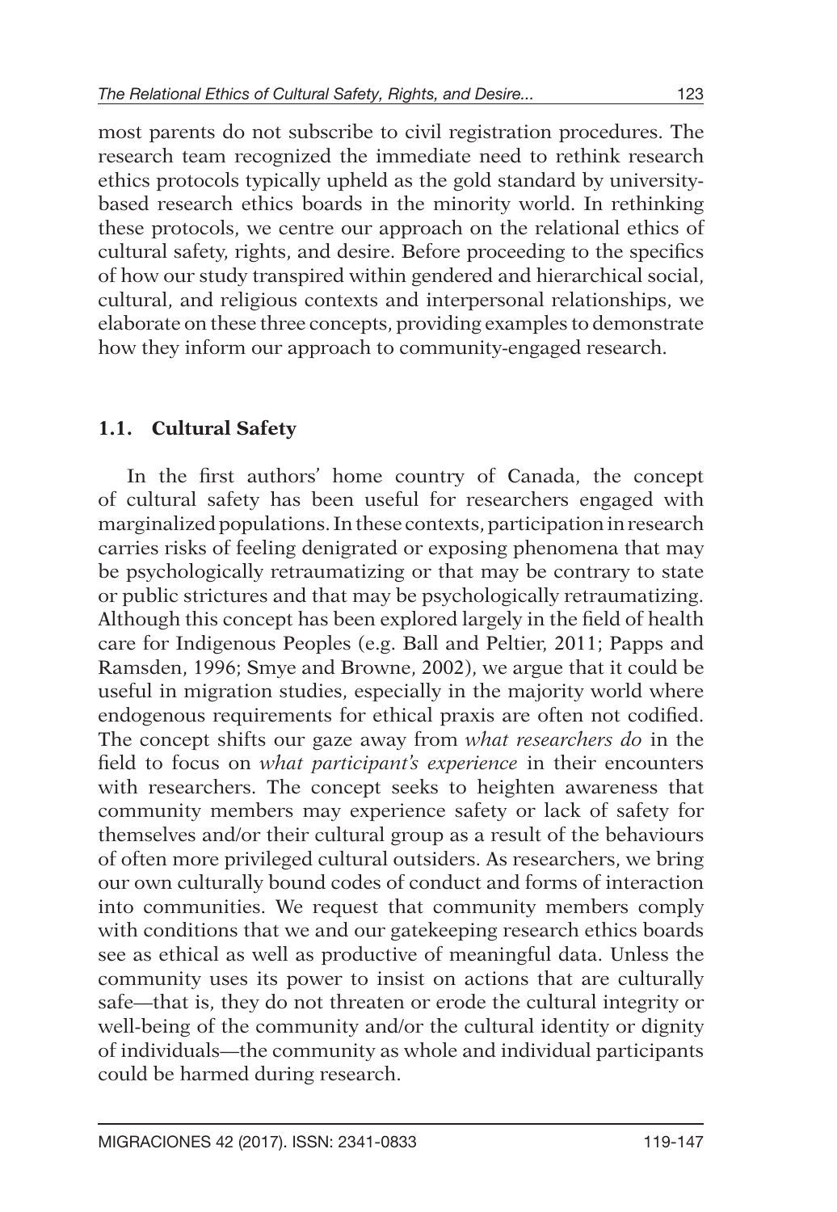most parents do not subscribe to civil registration procedures. The research team recognized the immediate need to rethink research ethics protocols typically upheld as the gold standard by university-based research ethics boards in the minority world. In rethinking these protocols, we centre our approach on the relational ethics of cultural safety, rights, and desire. Before proceeding to the specifics of how our study transpired within gendered and hierarchical social, cultural, and religious contexts and interpersonal relationships, we elaborate on these three concepts, providing examples to demonstrate how they inform our approach to community-engaged research.

### 1.1. Cultural Safety

In the first authors' home country of Canada, the concept of cultural safety has been useful for researchers engaged with marginalized populations. In these contexts, participation in research carries risks of feeling denigrated or exposing phenomena that may be psychologically retraumatizing or that may be contrary to state or public strictures and that may be psychologically retraumatizing. Although this concept has been explored largely in the field of health care for Indigenous Peoples (e.g. Ball and Peltier, 2011; Papps and Ramsden, 1996; Smye and Browne, 2002), we argue that it could be useful in migration studies, especially in the majority world where endogenous requirements for ethical praxis are often not codified. The concept shifts our gaze away from *what researchers do* in the field to focus on *what participant's experience* in their encounters with researchers. The concept seeks to heighten awareness that community members may experience safety or lack of safety for themselves and/or their cultural group as a result of the behaviours of often more privileged cultural outsiders. As researchers, we bring our own culturally bound codes of conduct and forms of interaction into communities. We request that community members comply with conditions that we and our gatekeeping research ethics boards see as ethical as well as productive of meaningful data. Unless the community uses its power to insist on actions that are culturally safe—that is, they do not threaten or erode the cultural integrity or well-being of the community and/or the cultural identity or dignity of individuals—the community as whole and individual participants could be harmed during research.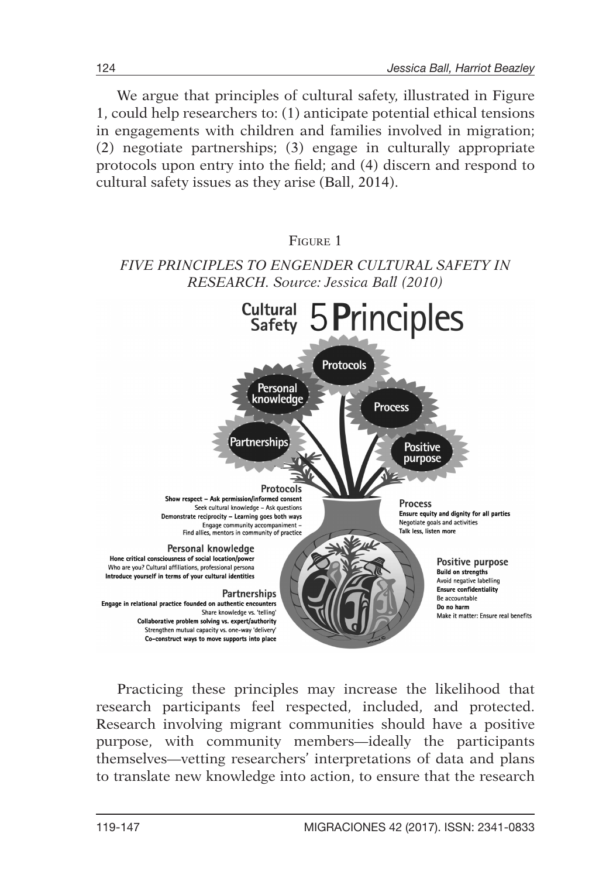We argue that principles of cultural safety, illustrated in Figure 1, could help researchers to: (1) anticipate potential ethical tensions in engagements with children and families involved in migration; (2) negotiate partnerships; (3) engage in culturally appropriate protocols upon entry into the field; and (4) discern and respond to cultural safety issues as they arise (Ball, 2014).

Figure 1

*FIVE PRINCIPLES TO ENGENDER CULTURAL SAFETY IN RESEARCH. Source: Jessica Ball (2010)*

**Cultural Safety 5 Principles**

Protocols · Personal knowledge · Process · Partnerships · Positive purpose

**Protocols**
- **Show respect – Ask permission/informed consent**
- Seek cultural knowledge – Ask questions
- **Demonstrate reciprocity – Learning goes both ways**
- Engage community accompaniment – Find allies, mentors in community of practice

**Personal knowledge**
- **Hone critical consciousness of social location/power**
- Who are you? Cultural affiliations, professional persona
- **Introduce yourself in terms of your cultural identities**

**Partnerships**
- **Engage in relational practice founded on authentic encounters**
- Share knowledge vs. 'telling'
- **Collaborative problem solving vs. expert/authority**
- Strengthen mutual capacity vs. one-way 'delivery'
- **Co-construct ways to move supports into place**

**Process**
- **Ensure equity and dignity for all parties**
- Negotiate goals and activities
- **Talk less, listen more**

**Positive purpose**
- **Build on strengths**
- Avoid negative labelling
- **Ensure confidentiality**
- Be accountable
- **Do no harm**
- Make it matter: Ensure real benefits

Practicing these principles may increase the likelihood that research participants feel respected, included, and protected. Research involving migrant communities should have a positive purpose, with community members—ideally the participants themselves—vetting researchers' interpretations of data and plans to translate new knowledge into action, to ensure that the research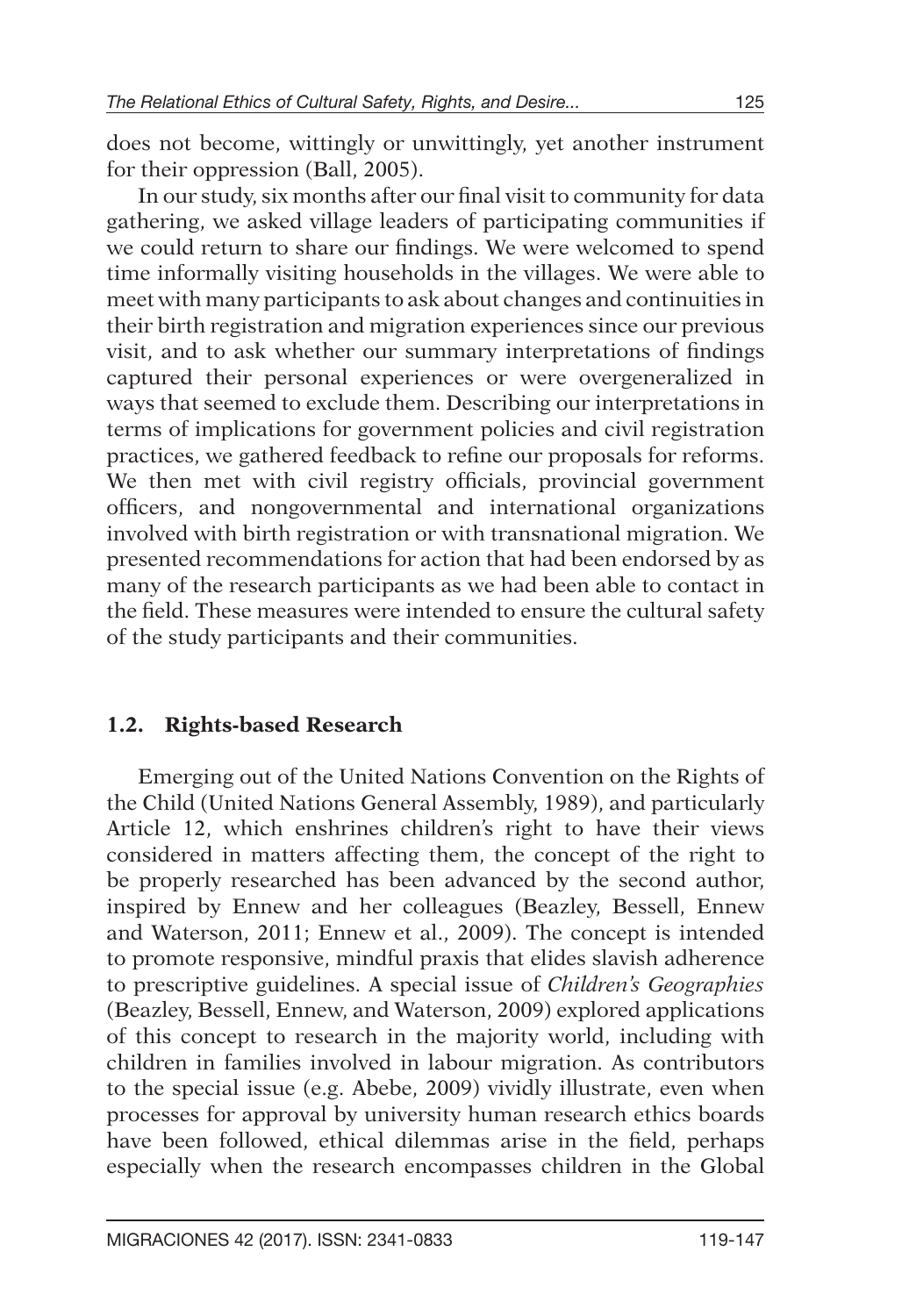does not become, wittingly or unwittingly, yet another instrument for their oppression (Ball, 2005).

In our study, six months after our final visit to community for data gathering, we asked village leaders of participating communities if we could return to share our findings. We were welcomed to spend time informally visiting households in the villages. We were able to meet with many participants to ask about changes and continuities in their birth registration and migration experiences since our previous visit, and to ask whether our summary interpretations of findings captured their personal experiences or were overgeneralized in ways that seemed to exclude them. Describing our interpretations in terms of implications for government policies and civil registration practices, we gathered feedback to refine our proposals for reforms. We then met with civil registry officials, provincial government officers, and nongovernmental and international organizations involved with birth registration or with transnational migration. We presented recommendations for action that had been endorsed by as many of the research participants as we had been able to contact in the field. These measures were intended to ensure the cultural safety of the study participants and their communities.

### 1.2. Rights-based Research

Emerging out of the United Nations Convention on the Rights of the Child (United Nations General Assembly, 1989), and particularly Article 12, which enshrines children's right to have their views considered in matters affecting them, the concept of the right to be properly researched has been advanced by the second author, inspired by Ennew and her colleagues (Beazley, Bessell, Ennew and Waterson, 2011; Ennew et al., 2009). The concept is intended to promote responsive, mindful praxis that elides slavish adherence to prescriptive guidelines. A special issue of *Children's Geographies* (Beazley, Bessell, Ennew, and Waterson, 2009) explored applications of this concept to research in the majority world, including with children in families involved in labour migration. As contributors to the special issue (e.g. Abebe, 2009) vividly illustrate, even when processes for approval by university human research ethics boards have been followed, ethical dilemmas arise in the field, perhaps especially when the research encompasses children in the Global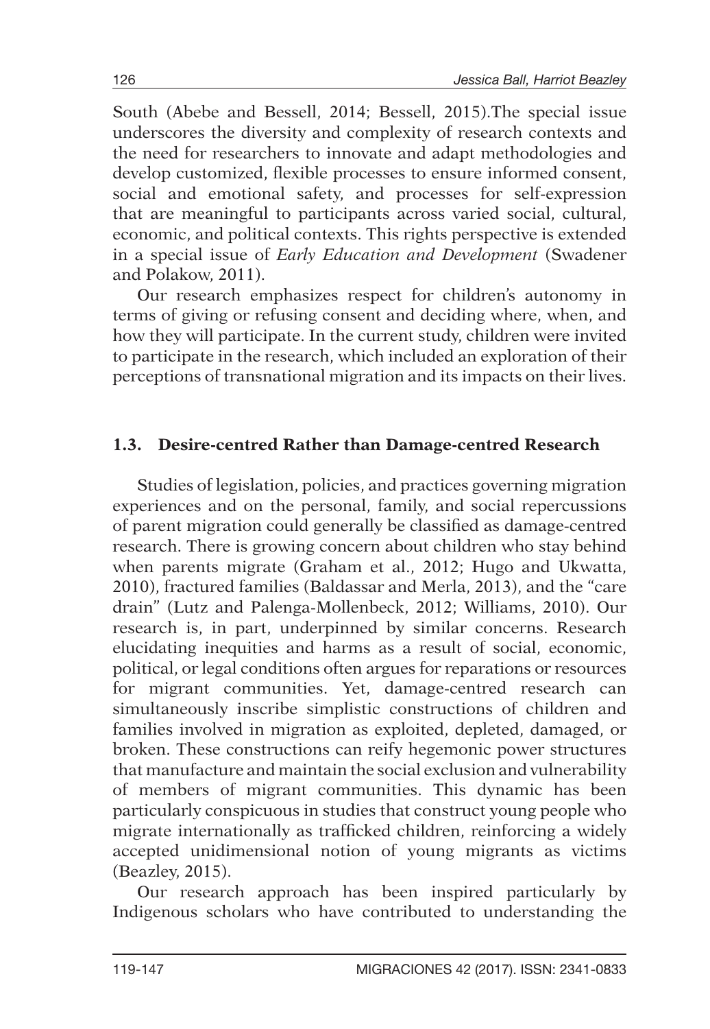South (Abebe and Bessell, 2014; Bessell, 2015).The special issue underscores the diversity and complexity of research contexts and the need for researchers to innovate and adapt methodologies and develop customized, flexible processes to ensure informed consent, social and emotional safety, and processes for self-expression that are meaningful to participants across varied social, cultural, economic, and political contexts. This rights perspective is extended in a special issue of *Early Education and Development* (Swadener and Polakow, 2011).

Our research emphasizes respect for children's autonomy in terms of giving or refusing consent and deciding where, when, and how they will participate. In the current study, children were invited to participate in the research, which included an exploration of their perceptions of transnational migration and its impacts on their lives.

### 1.3. Desire-centred Rather than Damage-centred Research

Studies of legislation, policies, and practices governing migration experiences and on the personal, family, and social repercussions of parent migration could generally be classified as damage-centred research. There is growing concern about children who stay behind when parents migrate (Graham et al., 2012; Hugo and Ukwatta, 2010), fractured families (Baldassar and Merla, 2013), and the "care drain" (Lutz and Palenga-Mollenbeck, 2012; Williams, 2010). Our research is, in part, underpinned by similar concerns. Research elucidating inequities and harms as a result of social, economic, political, or legal conditions often argues for reparations or resources for migrant communities. Yet, damage-centred research can simultaneously inscribe simplistic constructions of children and families involved in migration as exploited, depleted, damaged, or broken. These constructions can reify hegemonic power structures that manufacture and maintain the social exclusion and vulnerability of members of migrant communities. This dynamic has been particularly conspicuous in studies that construct young people who migrate internationally as trafficked children, reinforcing a widely accepted unidimensional notion of young migrants as victims (Beazley, 2015).

Our research approach has been inspired particularly by Indigenous scholars who have contributed to understanding the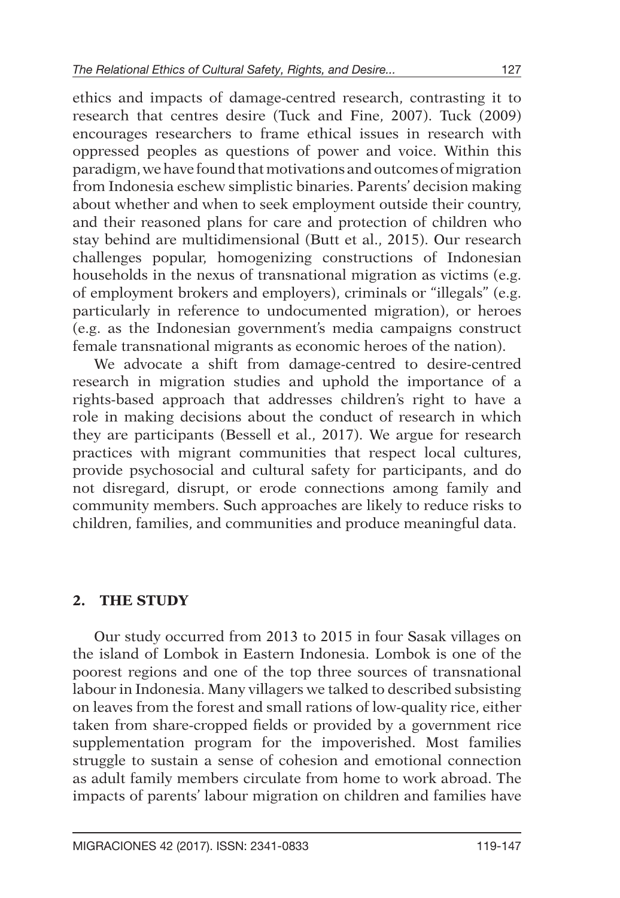ethics and impacts of damage-centred research, contrasting it to research that centres desire (Tuck and Fine, 2007). Tuck (2009) encourages researchers to frame ethical issues in research with oppressed peoples as questions of power and voice. Within this paradigm, we have found that motivations and outcomes of migration from Indonesia eschew simplistic binaries. Parents' decision making about whether and when to seek employment outside their country, and their reasoned plans for care and protection of children who stay behind are multidimensional (Butt et al., 2015). Our research challenges popular, homogenizing constructions of Indonesian households in the nexus of transnational migration as victims (e.g. of employment brokers and employers), criminals or "illegals" (e.g. particularly in reference to undocumented migration), or heroes (e.g. as the Indonesian government's media campaigns construct female transnational migrants as economic heroes of the nation).

We advocate a shift from damage-centred to desire-centred research in migration studies and uphold the importance of a rights-based approach that addresses children's right to have a role in making decisions about the conduct of research in which they are participants (Bessell et al., 2017). We argue for research practices with migrant communities that respect local cultures, provide psychosocial and cultural safety for participants, and do not disregard, disrupt, or erode connections among family and community members. Such approaches are likely to reduce risks to children, families, and communities and produce meaningful data.

## 2. THE STUDY

Our study occurred from 2013 to 2015 in four Sasak villages on the island of Lombok in Eastern Indonesia. Lombok is one of the poorest regions and one of the top three sources of transnational labour in Indonesia. Many villagers we talked to described subsisting on leaves from the forest and small rations of low-quality rice, either taken from share-cropped fields or provided by a government rice supplementation program for the impoverished. Most families struggle to sustain a sense of cohesion and emotional connection as adult family members circulate from home to work abroad. The impacts of parents' labour migration on children and families have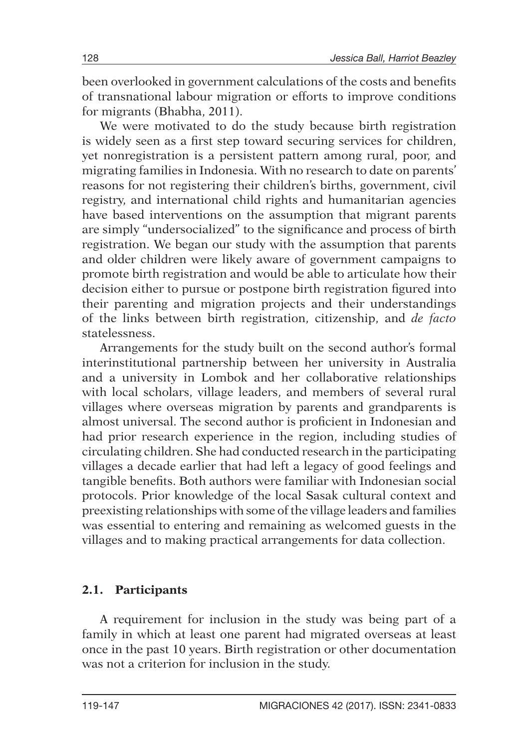been overlooked in government calculations of the costs and benefits of transnational labour migration or efforts to improve conditions for migrants (Bhabha, 2011).

We were motivated to do the study because birth registration is widely seen as a first step toward securing services for children, yet nonregistration is a persistent pattern among rural, poor, and migrating families in Indonesia. With no research to date on parents' reasons for not registering their children's births, government, civil registry, and international child rights and humanitarian agencies have based interventions on the assumption that migrant parents are simply "undersocialized" to the significance and process of birth registration. We began our study with the assumption that parents and older children were likely aware of government campaigns to promote birth registration and would be able to articulate how their decision either to pursue or postpone birth registration figured into their parenting and migration projects and their understandings of the links between birth registration, citizenship, and *de facto* statelessness.

Arrangements for the study built on the second author's formal interinstitutional partnership between her university in Australia and a university in Lombok and her collaborative relationships with local scholars, village leaders, and members of several rural villages where overseas migration by parents and grandparents is almost universal. The second author is proficient in Indonesian and had prior research experience in the region, including studies of circulating children. She had conducted research in the participating villages a decade earlier that had left a legacy of good feelings and tangible benefits. Both authors were familiar with Indonesian social protocols. Prior knowledge of the local Sasak cultural context and preexisting relationships with some of the village leaders and families was essential to entering and remaining as welcomed guests in the villages and to making practical arrangements for data collection.

### 2.1. Participants

A requirement for inclusion in the study was being part of a family in which at least one parent had migrated overseas at least once in the past 10 years. Birth registration or other documentation was not a criterion for inclusion in the study.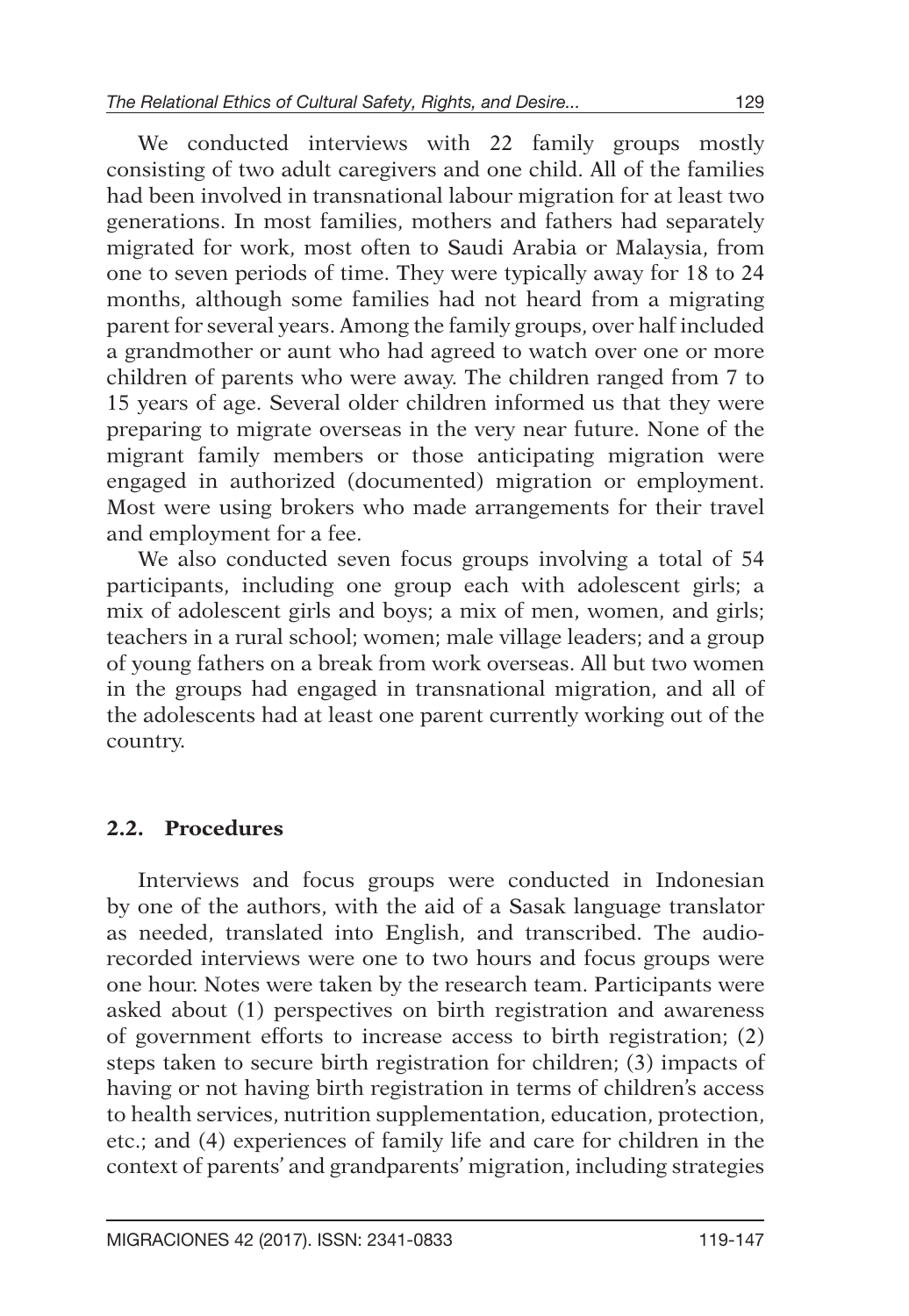We conducted interviews with 22 family groups mostly consisting of two adult caregivers and one child. All of the families had been involved in transnational labour migration for at least two generations. In most families, mothers and fathers had separately migrated for work, most often to Saudi Arabia or Malaysia, from one to seven periods of time. They were typically away for 18 to 24 months, although some families had not heard from a migrating parent for several years. Among the family groups, over half included a grandmother or aunt who had agreed to watch over one or more children of parents who were away. The children ranged from 7 to 15 years of age. Several older children informed us that they were preparing to migrate overseas in the very near future. None of the migrant family members or those anticipating migration were engaged in authorized (documented) migration or employment. Most were using brokers who made arrangements for their travel and employment for a fee.

We also conducted seven focus groups involving a total of 54 participants, including one group each with adolescent girls; a mix of adolescent girls and boys; a mix of men, women, and girls; teachers in a rural school; women; male village leaders; and a group of young fathers on a break from work overseas. All but two women in the groups had engaged in transnational migration, and all of the adolescents had at least one parent currently working out of the country.

### 2.2. Procedures

Interviews and focus groups were conducted in Indonesian by one of the authors, with the aid of a Sasak language translator as needed, translated into English, and transcribed. The audio-recorded interviews were one to two hours and focus groups were one hour. Notes were taken by the research team. Participants were asked about (1) perspectives on birth registration and awareness of government efforts to increase access to birth registration; (2) steps taken to secure birth registration for children; (3) impacts of having or not having birth registration in terms of children's access to health services, nutrition supplementation, education, protection, etc.; and (4) experiences of family life and care for children in the context of parents' and grandparents' migration, including strategies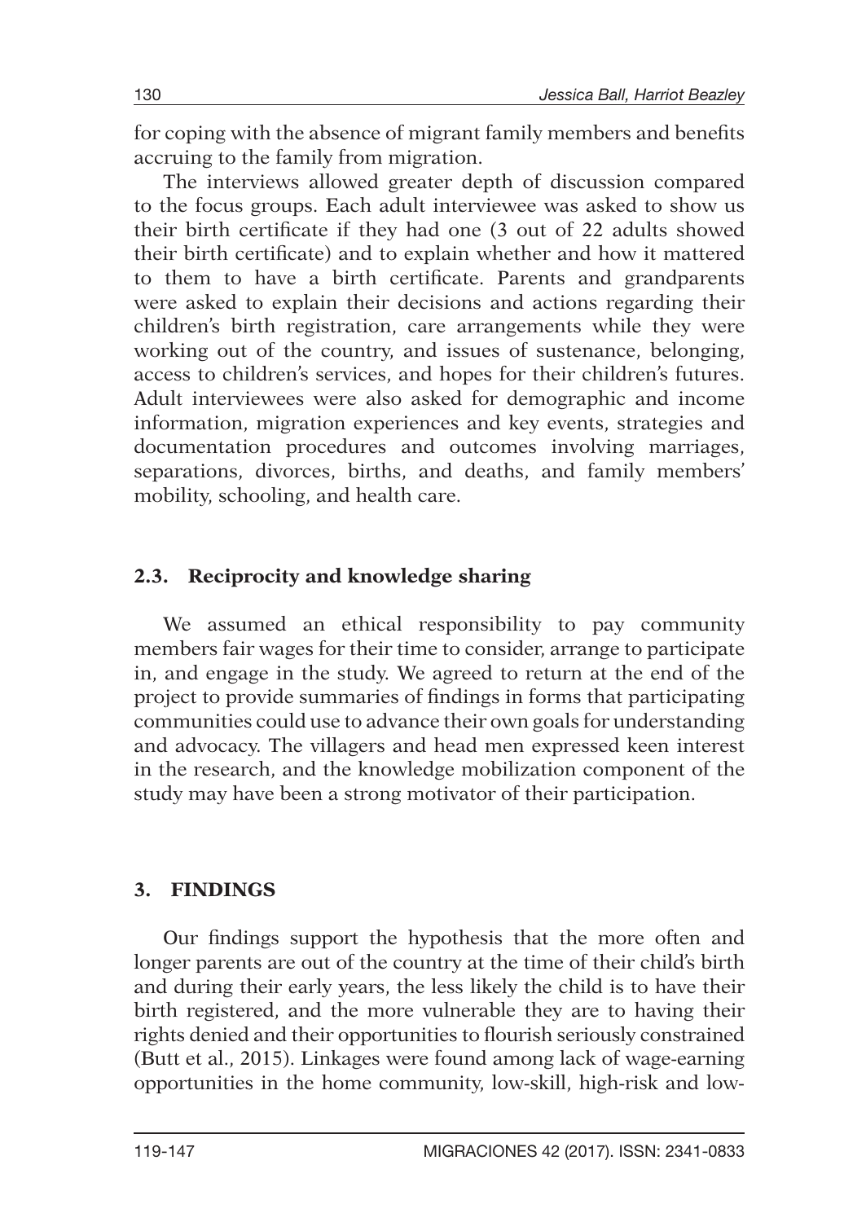for coping with the absence of migrant family members and benefits accruing to the family from migration.

The interviews allowed greater depth of discussion compared to the focus groups. Each adult interviewee was asked to show us their birth certificate if they had one (3 out of 22 adults showed their birth certificate) and to explain whether and how it mattered to them to have a birth certificate. Parents and grandparents were asked to explain their decisions and actions regarding their children's birth registration, care arrangements while they were working out of the country, and issues of sustenance, belonging, access to children's services, and hopes for their children's futures. Adult interviewees were also asked for demographic and income information, migration experiences and key events, strategies and documentation procedures and outcomes involving marriages, separations, divorces, births, and deaths, and family members' mobility, schooling, and health care.

### 2.3. Reciprocity and knowledge sharing

We assumed an ethical responsibility to pay community members fair wages for their time to consider, arrange to participate in, and engage in the study. We agreed to return at the end of the project to provide summaries of findings in forms that participating communities could use to advance their own goals for understanding and advocacy. The villagers and head men expressed keen interest in the research, and the knowledge mobilization component of the study may have been a strong motivator of their participation.

## 3. FINDINGS

Our findings support the hypothesis that the more often and longer parents are out of the country at the time of their child's birth and during their early years, the less likely the child is to have their birth registered, and the more vulnerable they are to having their rights denied and their opportunities to flourish seriously constrained (Butt et al., 2015). Linkages were found among lack of wage-earning opportunities in the home community, low-skill, high-risk and low-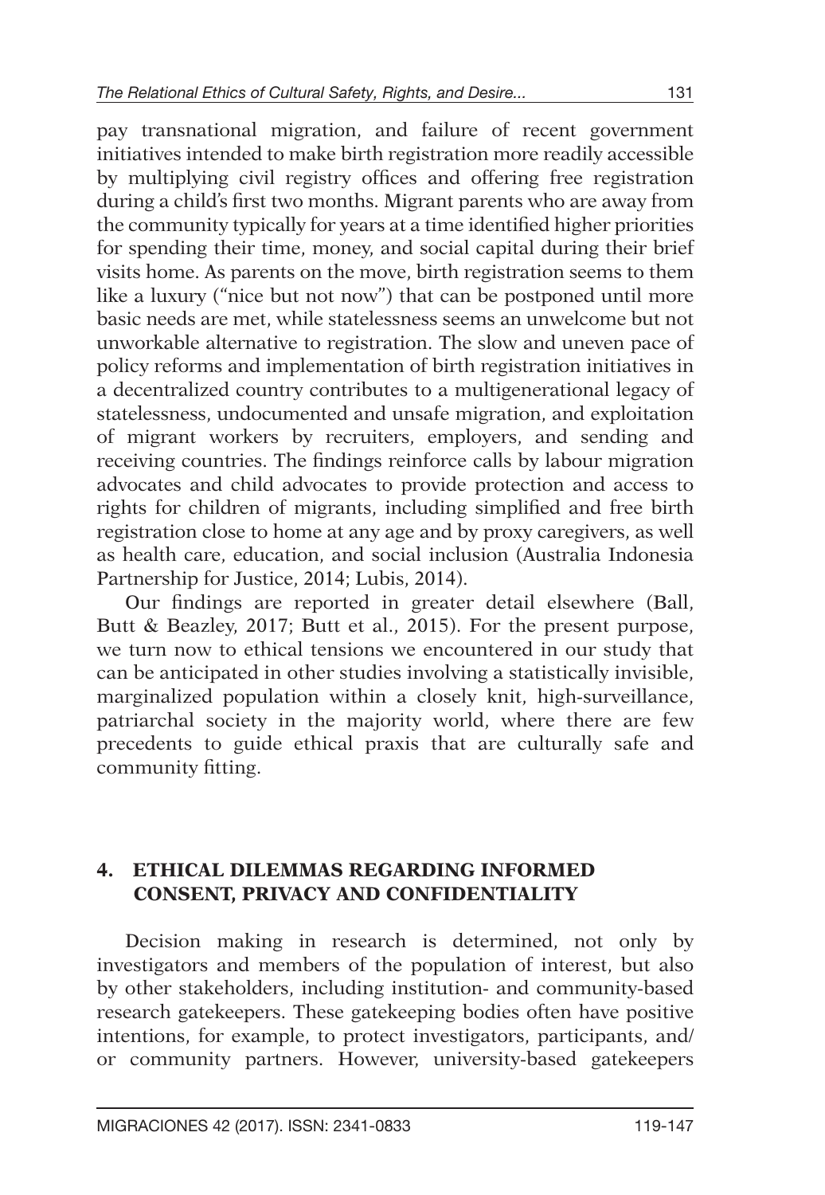pay transnational migration, and failure of recent government initiatives intended to make birth registration more readily accessible by multiplying civil registry offices and offering free registration during a child's first two months. Migrant parents who are away from the community typically for years at a time identified higher priorities for spending their time, money, and social capital during their brief visits home. As parents on the move, birth registration seems to them like a luxury ("nice but not now") that can be postponed until more basic needs are met, while statelessness seems an unwelcome but not unworkable alternative to registration. The slow and uneven pace of policy reforms and implementation of birth registration initiatives in a decentralized country contributes to a multigenerational legacy of statelessness, undocumented and unsafe migration, and exploitation of migrant workers by recruiters, employers, and sending and receiving countries. The findings reinforce calls by labour migration advocates and child advocates to provide protection and access to rights for children of migrants, including simplified and free birth registration close to home at any age and by proxy caregivers, as well as health care, education, and social inclusion (Australia Indonesia Partnership for Justice, 2014; Lubis, 2014).

Our findings are reported in greater detail elsewhere (Ball, Butt & Beazley, 2017; Butt et al., 2015). For the present purpose, we turn now to ethical tensions we encountered in our study that can be anticipated in other studies involving a statistically invisible, marginalized population within a closely knit, high-surveillance, patriarchal society in the majority world, where there are few precedents to guide ethical praxis that are culturally safe and community fitting.

## 4. ETHICAL DILEMMAS REGARDING INFORMED CONSENT, PRIVACY AND CONFIDENTIALITY

Decision making in research is determined, not only by investigators and members of the population of interest, but also by other stakeholders, including institution- and community-based research gatekeepers. These gatekeeping bodies often have positive intentions, for example, to protect investigators, participants, and/or community partners. However, university-based gatekeepers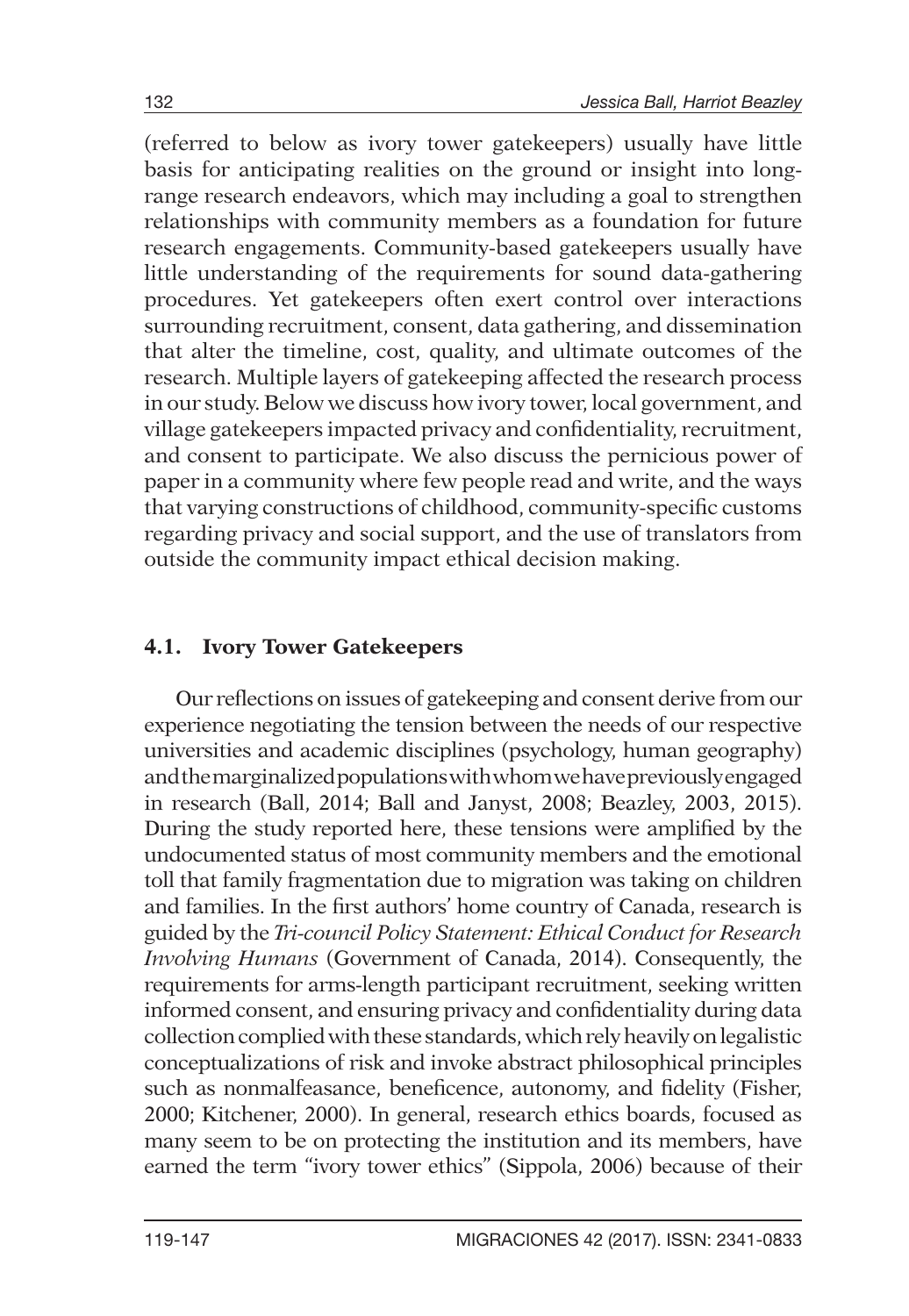(referred to below as ivory tower gatekeepers) usually have little basis for anticipating realities on the ground or insight into long-range research endeavors, which may including a goal to strengthen relationships with community members as a foundation for future research engagements. Community-based gatekeepers usually have little understanding of the requirements for sound data-gathering procedures. Yet gatekeepers often exert control over interactions surrounding recruitment, consent, data gathering, and dissemination that alter the timeline, cost, quality, and ultimate outcomes of the research. Multiple layers of gatekeeping affected the research process in our study. Below we discuss how ivory tower, local government, and village gatekeepers impacted privacy and confidentiality, recruitment, and consent to participate. We also discuss the pernicious power of paper in a community where few people read and write, and the ways that varying constructions of childhood, community-specific customs regarding privacy and social support, and the use of translators from outside the community impact ethical decision making.

### 4.1. Ivory Tower Gatekeepers

Our reflections on issues of gatekeeping and consent derive from our experience negotiating the tension between the needs of our respective universities and academic disciplines (psychology, human geography) and the marginalized populations with whom we have previously engaged in research (Ball, 2014; Ball and Janyst, 2008; Beazley, 2003, 2015). During the study reported here, these tensions were amplified by the undocumented status of most community members and the emotional toll that family fragmentation due to migration was taking on children and families. In the first authors' home country of Canada, research is guided by the *Tri-council Policy Statement: Ethical Conduct for Research Involving Humans* (Government of Canada, 2014). Consequently, the requirements for arms-length participant recruitment, seeking written informed consent, and ensuring privacy and confidentiality during data collection complied with these standards, which rely heavily on legalistic conceptualizations of risk and invoke abstract philosophical principles such as nonmalfeasance, beneficence, autonomy, and fidelity (Fisher, 2000; Kitchener, 2000). In general, research ethics boards, focused as many seem to be on protecting the institution and its members, have earned the term "ivory tower ethics" (Sippola, 2006) because of their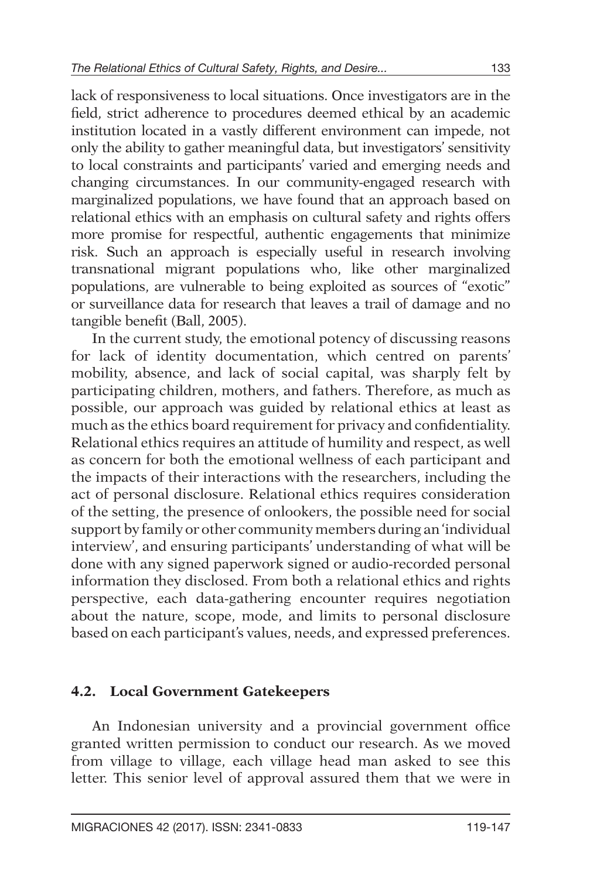lack of responsiveness to local situations. Once investigators are in the field, strict adherence to procedures deemed ethical by an academic institution located in a vastly different environment can impede, not only the ability to gather meaningful data, but investigators' sensitivity to local constraints and participants' varied and emerging needs and changing circumstances. In our community-engaged research with marginalized populations, we have found that an approach based on relational ethics with an emphasis on cultural safety and rights offers more promise for respectful, authentic engagements that minimize risk. Such an approach is especially useful in research involving transnational migrant populations who, like other marginalized populations, are vulnerable to being exploited as sources of "exotic" or surveillance data for research that leaves a trail of damage and no tangible benefit (Ball, 2005).

In the current study, the emotional potency of discussing reasons for lack of identity documentation, which centred on parents' mobility, absence, and lack of social capital, was sharply felt by participating children, mothers, and fathers. Therefore, as much as possible, our approach was guided by relational ethics at least as much as the ethics board requirement for privacy and confidentiality. Relational ethics requires an attitude of humility and respect, as well as concern for both the emotional wellness of each participant and the impacts of their interactions with the researchers, including the act of personal disclosure. Relational ethics requires consideration of the setting, the presence of onlookers, the possible need for social support by family or other community members during an 'individual interview', and ensuring participants' understanding of what will be done with any signed paperwork signed or audio-recorded personal information they disclosed. From both a relational ethics and rights perspective, each data-gathering encounter requires negotiation about the nature, scope, mode, and limits to personal disclosure based on each participant's values, needs, and expressed preferences.

### 4.2. Local Government Gatekeepers

An Indonesian university and a provincial government office granted written permission to conduct our research. As we moved from village to village, each village head man asked to see this letter. This senior level of approval assured them that we were in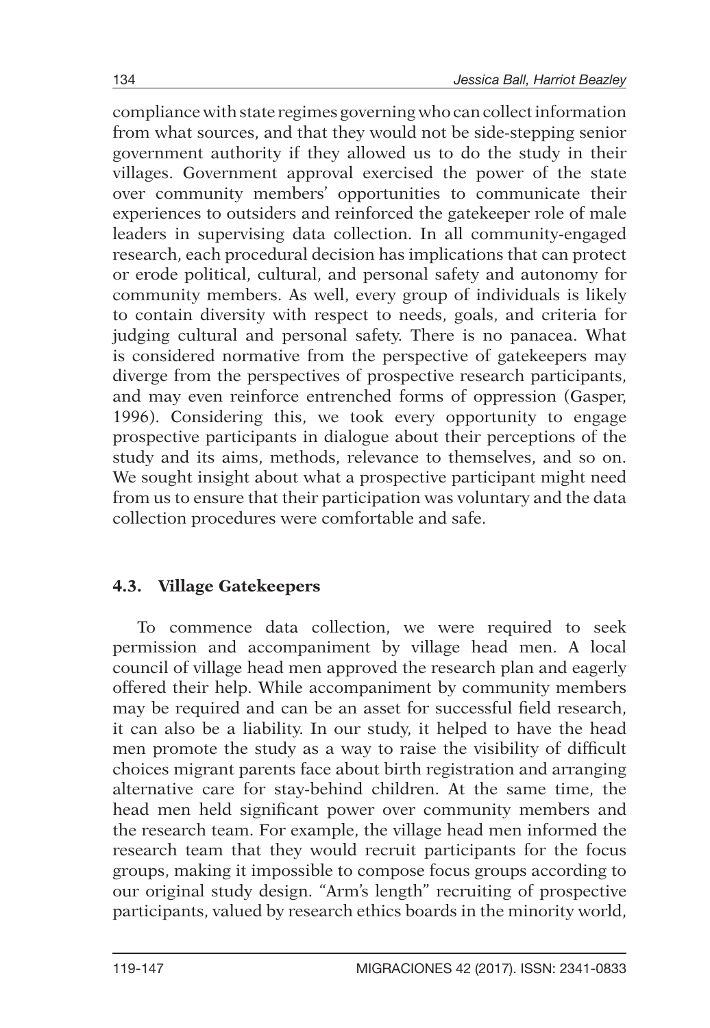compliance with state regimes governing who can collect information from what sources, and that they would not be side-stepping senior government authority if they allowed us to do the study in their villages. Government approval exercised the power of the state over community members' opportunities to communicate their experiences to outsiders and reinforced the gatekeeper role of male leaders in supervising data collection. In all community-engaged research, each procedural decision has implications that can protect or erode political, cultural, and personal safety and autonomy for community members. As well, every group of individuals is likely to contain diversity with respect to needs, goals, and criteria for judging cultural and personal safety. There is no panacea. What is considered normative from the perspective of gatekeepers may diverge from the perspectives of prospective research participants, and may even reinforce entrenched forms of oppression (Gasper, 1996). Considering this, we took every opportunity to engage prospective participants in dialogue about their perceptions of the study and its aims, methods, relevance to themselves, and so on. We sought insight about what a prospective participant might need from us to ensure that their participation was voluntary and the data collection procedures were comfortable and safe.

### 4.3. Village Gatekeepers

To commence data collection, we were required to seek permission and accompaniment by village head men. A local council of village head men approved the research plan and eagerly offered their help. While accompaniment by community members may be required and can be an asset for successful field research, it can also be a liability. In our study, it helped to have the head men promote the study as a way to raise the visibility of difficult choices migrant parents face about birth registration and arranging alternative care for stay-behind children. At the same time, the head men held significant power over community members and the research team. For example, the village head men informed the research team that they would recruit participants for the focus groups, making it impossible to compose focus groups according to our original study design. "Arm's length" recruiting of prospective participants, valued by research ethics boards in the minority world,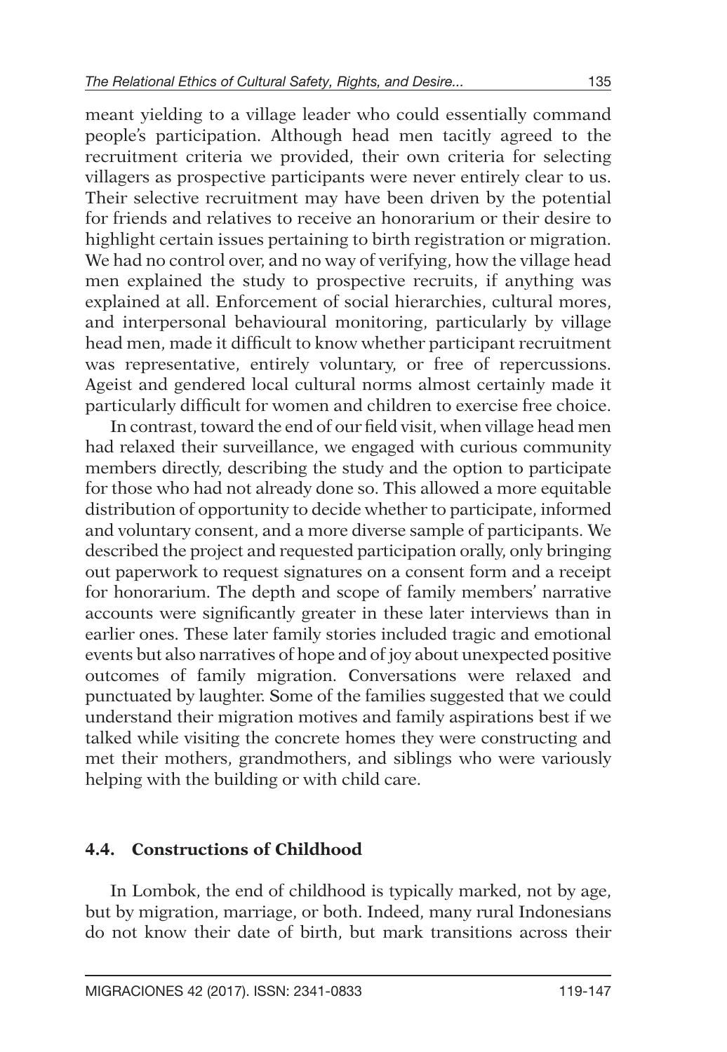meant yielding to a village leader who could essentially command people's participation. Although head men tacitly agreed to the recruitment criteria we provided, their own criteria for selecting villagers as prospective participants were never entirely clear to us. Their selective recruitment may have been driven by the potential for friends and relatives to receive an honorarium or their desire to highlight certain issues pertaining to birth registration or migration. We had no control over, and no way of verifying, how the village head men explained the study to prospective recruits, if anything was explained at all. Enforcement of social hierarchies, cultural mores, and interpersonal behavioural monitoring, particularly by village head men, made it difficult to know whether participant recruitment was representative, entirely voluntary, or free of repercussions. Ageist and gendered local cultural norms almost certainly made it particularly difficult for women and children to exercise free choice.

In contrast, toward the end of our field visit, when village head men had relaxed their surveillance, we engaged with curious community members directly, describing the study and the option to participate for those who had not already done so. This allowed a more equitable distribution of opportunity to decide whether to participate, informed and voluntary consent, and a more diverse sample of participants. We described the project and requested participation orally, only bringing out paperwork to request signatures on a consent form and a receipt for honorarium. The depth and scope of family members' narrative accounts were significantly greater in these later interviews than in earlier ones. These later family stories included tragic and emotional events but also narratives of hope and of joy about unexpected positive outcomes of family migration. Conversations were relaxed and punctuated by laughter. Some of the families suggested that we could understand their migration motives and family aspirations best if we talked while visiting the concrete homes they were constructing and met their mothers, grandmothers, and siblings who were variously helping with the building or with child care.

### 4.4. Constructions of Childhood

In Lombok, the end of childhood is typically marked, not by age, but by migration, marriage, or both. Indeed, many rural Indonesians do not know their date of birth, but mark transitions across their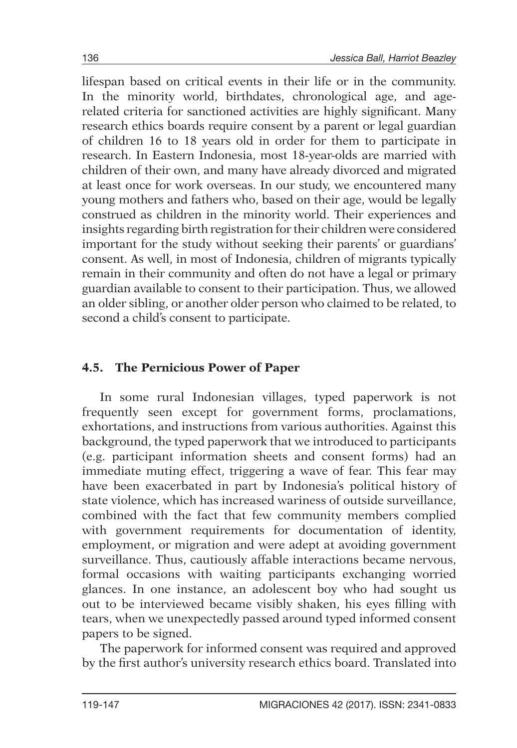lifespan based on critical events in their life or in the community. In the minority world, birthdates, chronological age, and age-related criteria for sanctioned activities are highly significant. Many research ethics boards require consent by a parent or legal guardian of children 16 to 18 years old in order for them to participate in research. In Eastern Indonesia, most 18-year-olds are married with children of their own, and many have already divorced and migrated at least once for work overseas. In our study, we encountered many young mothers and fathers who, based on their age, would be legally construed as children in the minority world. Their experiences and insights regarding birth registration for their children were considered important for the study without seeking their parents' or guardians' consent. As well, in most of Indonesia, children of migrants typically remain in their community and often do not have a legal or primary guardian available to consent to their participation. Thus, we allowed an older sibling, or another older person who claimed to be related, to second a child's consent to participate.

### 4.5. The Pernicious Power of Paper

In some rural Indonesian villages, typed paperwork is not frequently seen except for government forms, proclamations, exhortations, and instructions from various authorities. Against this background, the typed paperwork that we introduced to participants (e.g. participant information sheets and consent forms) had an immediate muting effect, triggering a wave of fear. This fear may have been exacerbated in part by Indonesia's political history of state violence, which has increased wariness of outside surveillance, combined with the fact that few community members complied with government requirements for documentation of identity, employment, or migration and were adept at avoiding government surveillance. Thus, cautiously affable interactions became nervous, formal occasions with waiting participants exchanging worried glances. In one instance, an adolescent boy who had sought us out to be interviewed became visibly shaken, his eyes filling with tears, when we unexpectedly passed around typed informed consent papers to be signed.

The paperwork for informed consent was required and approved by the first author's university research ethics board. Translated into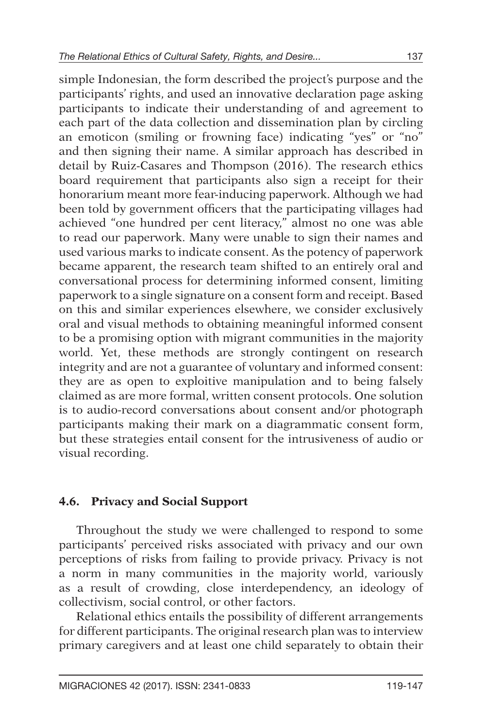simple Indonesian, the form described the project's purpose and the participants' rights, and used an innovative declaration page asking participants to indicate their understanding of and agreement to each part of the data collection and dissemination plan by circling an emoticon (smiling or frowning face) indicating "yes" or "no" and then signing their name. A similar approach has described in detail by Ruiz-Casares and Thompson (2016). The research ethics board requirement that participants also sign a receipt for their honorarium meant more fear-inducing paperwork. Although we had been told by government officers that the participating villages had achieved "one hundred per cent literacy," almost no one was able to read our paperwork. Many were unable to sign their names and used various marks to indicate consent. As the potency of paperwork became apparent, the research team shifted to an entirely oral and conversational process for determining informed consent, limiting paperwork to a single signature on a consent form and receipt. Based on this and similar experiences elsewhere, we consider exclusively oral and visual methods to obtaining meaningful informed consent to be a promising option with migrant communities in the majority world. Yet, these methods are strongly contingent on research integrity and are not a guarantee of voluntary and informed consent: they are as open to exploitive manipulation and to being falsely claimed as are more formal, written consent protocols. One solution is to audio-record conversations about consent and/or photograph participants making their mark on a diagrammatic consent form, but these strategies entail consent for the intrusiveness of audio or visual recording.

### 4.6. Privacy and Social Support

Throughout the study we were challenged to respond to some participants' perceived risks associated with privacy and our own perceptions of risks from failing to provide privacy. Privacy is not a norm in many communities in the majority world, variously as a result of crowding, close interdependency, an ideology of collectivism, social control, or other factors.

Relational ethics entails the possibility of different arrangements for different participants. The original research plan was to interview primary caregivers and at least one child separately to obtain their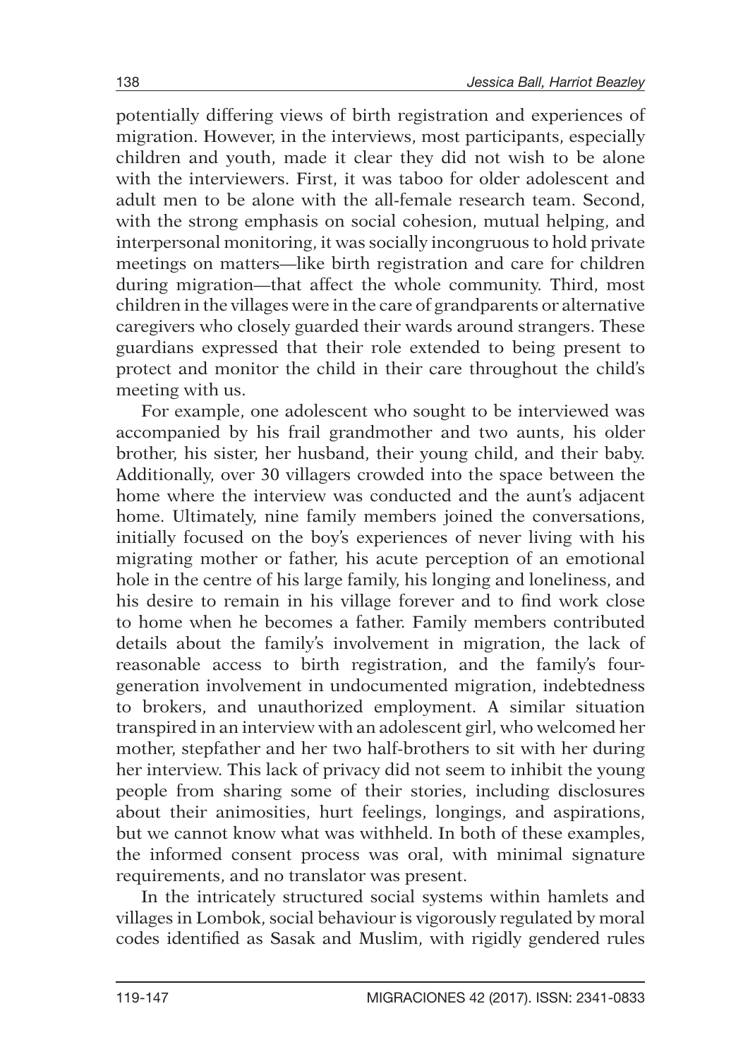potentially differing views of birth registration and experiences of migration. However, in the interviews, most participants, especially children and youth, made it clear they did not wish to be alone with the interviewers. First, it was taboo for older adolescent and adult men to be alone with the all-female research team. Second, with the strong emphasis on social cohesion, mutual helping, and interpersonal monitoring, it was socially incongruous to hold private meetings on matters—like birth registration and care for children during migration—that affect the whole community. Third, most children in the villages were in the care of grandparents or alternative caregivers who closely guarded their wards around strangers. These guardians expressed that their role extended to being present to protect and monitor the child in their care throughout the child's meeting with us.

For example, one adolescent who sought to be interviewed was accompanied by his frail grandmother and two aunts, his older brother, his sister, her husband, their young child, and their baby. Additionally, over 30 villagers crowded into the space between the home where the interview was conducted and the aunt's adjacent home. Ultimately, nine family members joined the conversations, initially focused on the boy's experiences of never living with his migrating mother or father, his acute perception of an emotional hole in the centre of his large family, his longing and loneliness, and his desire to remain in his village forever and to find work close to home when he becomes a father. Family members contributed details about the family's involvement in migration, the lack of reasonable access to birth registration, and the family's four-generation involvement in undocumented migration, indebtedness to brokers, and unauthorized employment. A similar situation transpired in an interview with an adolescent girl, who welcomed her mother, stepfather and her two half-brothers to sit with her during her interview. This lack of privacy did not seem to inhibit the young people from sharing some of their stories, including disclosures about their animosities, hurt feelings, longings, and aspirations, but we cannot know what was withheld. In both of these examples, the informed consent process was oral, with minimal signature requirements, and no translator was present.

In the intricately structured social systems within hamlets and villages in Lombok, social behaviour is vigorously regulated by moral codes identified as Sasak and Muslim, with rigidly gendered rules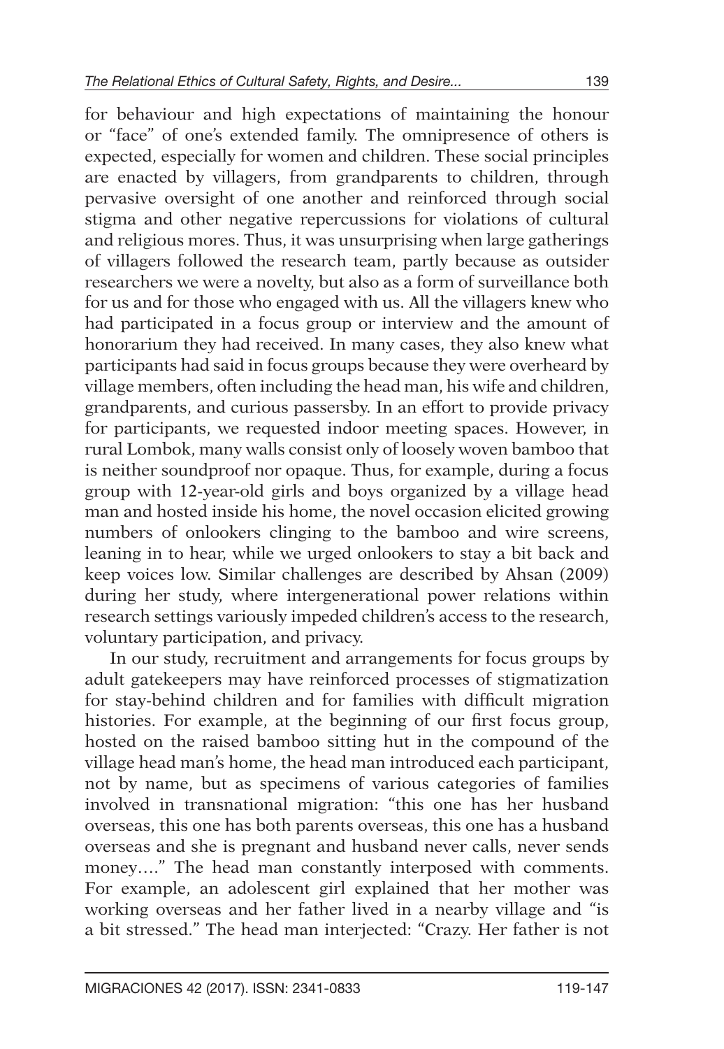for behaviour and high expectations of maintaining the honour or "face" of one's extended family. The omnipresence of others is expected, especially for women and children. These social principles are enacted by villagers, from grandparents to children, through pervasive oversight of one another and reinforced through social stigma and other negative repercussions for violations of cultural and religious mores. Thus, it was unsurprising when large gatherings of villagers followed the research team, partly because as outsider researchers we were a novelty, but also as a form of surveillance both for us and for those who engaged with us. All the villagers knew who had participated in a focus group or interview and the amount of honorarium they had received. In many cases, they also knew what participants had said in focus groups because they were overheard by village members, often including the head man, his wife and children, grandparents, and curious passersby. In an effort to provide privacy for participants, we requested indoor meeting spaces. However, in rural Lombok, many walls consist only of loosely woven bamboo that is neither soundproof nor opaque. Thus, for example, during a focus group with 12-year-old girls and boys organized by a village head man and hosted inside his home, the novel occasion elicited growing numbers of onlookers clinging to the bamboo and wire screens, leaning in to hear, while we urged onlookers to stay a bit back and keep voices low. Similar challenges are described by Ahsan (2009) during her study, where intergenerational power relations within research settings variously impeded children's access to the research, voluntary participation, and privacy.

In our study, recruitment and arrangements for focus groups by adult gatekeepers may have reinforced processes of stigmatization for stay-behind children and for families with difficult migration histories. For example, at the beginning of our first focus group, hosted on the raised bamboo sitting hut in the compound of the village head man's home, the head man introduced each participant, not by name, but as specimens of various categories of families involved in transnational migration: "this one has her husband overseas, this one has both parents overseas, this one has a husband overseas and she is pregnant and husband never calls, never sends money…." The head man constantly interposed with comments. For example, an adolescent girl explained that her mother was working overseas and her father lived in a nearby village and "is a bit stressed." The head man interjected: "Crazy. Her father is not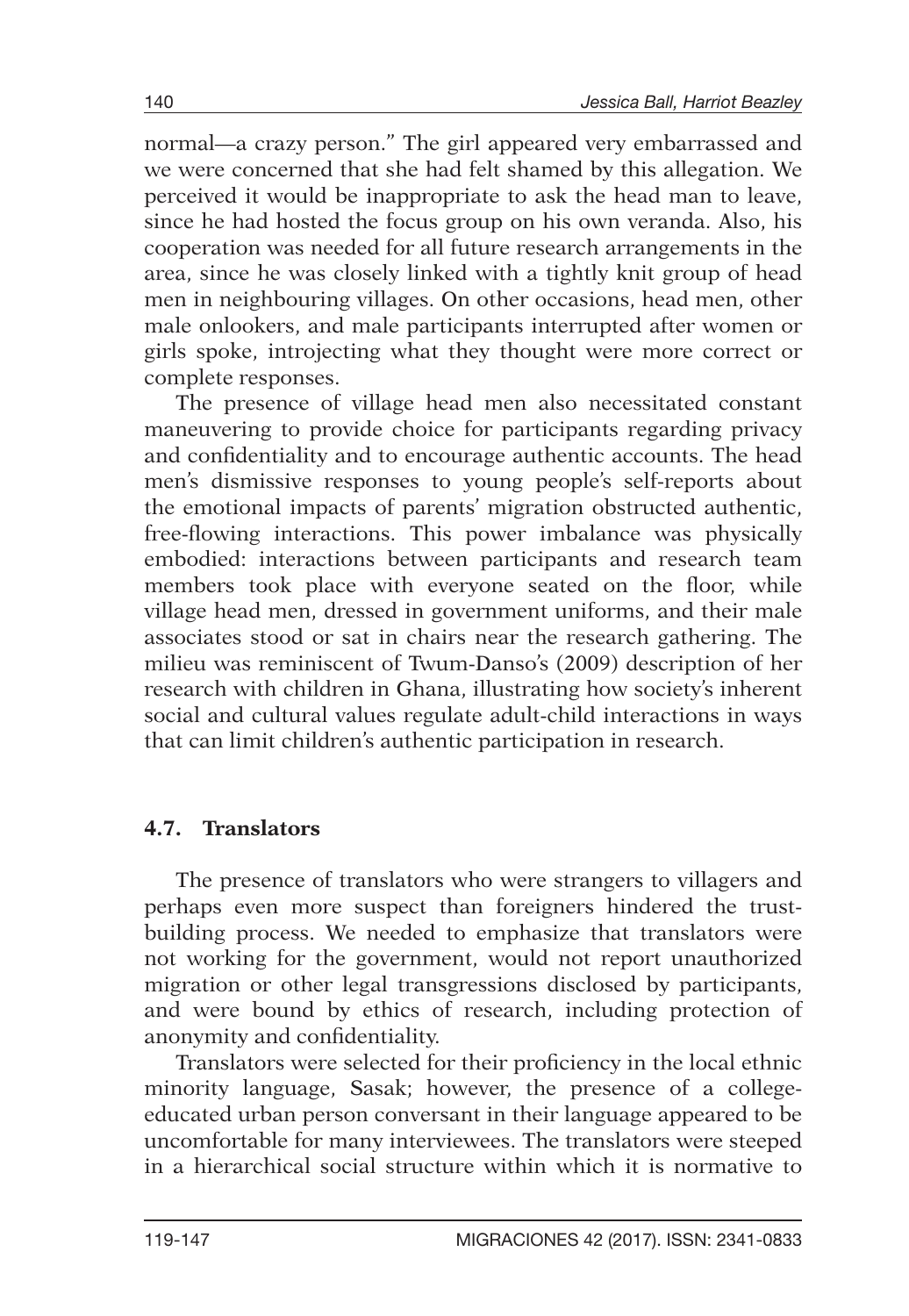normal—a crazy person." The girl appeared very embarrassed and we were concerned that she had felt shamed by this allegation. We perceived it would be inappropriate to ask the head man to leave, since he had hosted the focus group on his own veranda. Also, his cooperation was needed for all future research arrangements in the area, since he was closely linked with a tightly knit group of head men in neighbouring villages. On other occasions, head men, other male onlookers, and male participants interrupted after women or girls spoke, introjecting what they thought were more correct or complete responses.

The presence of village head men also necessitated constant maneuvering to provide choice for participants regarding privacy and confidentiality and to encourage authentic accounts. The head men's dismissive responses to young people's self-reports about the emotional impacts of parents' migration obstructed authentic, free-flowing interactions. This power imbalance was physically embodied: interactions between participants and research team members took place with everyone seated on the floor, while village head men, dressed in government uniforms, and their male associates stood or sat in chairs near the research gathering. The milieu was reminiscent of Twum-Danso's (2009) description of her research with children in Ghana, illustrating how society's inherent social and cultural values regulate adult-child interactions in ways that can limit children's authentic participation in research.

### 4.7. Translators

The presence of translators who were strangers to villagers and perhaps even more suspect than foreigners hindered the trust-building process. We needed to emphasize that translators were not working for the government, would not report unauthorized migration or other legal transgressions disclosed by participants, and were bound by ethics of research, including protection of anonymity and confidentiality.

Translators were selected for their proficiency in the local ethnic minority language, Sasak; however, the presence of a college-educated urban person conversant in their language appeared to be uncomfortable for many interviewees. The translators were steeped in a hierarchical social structure within which it is normative to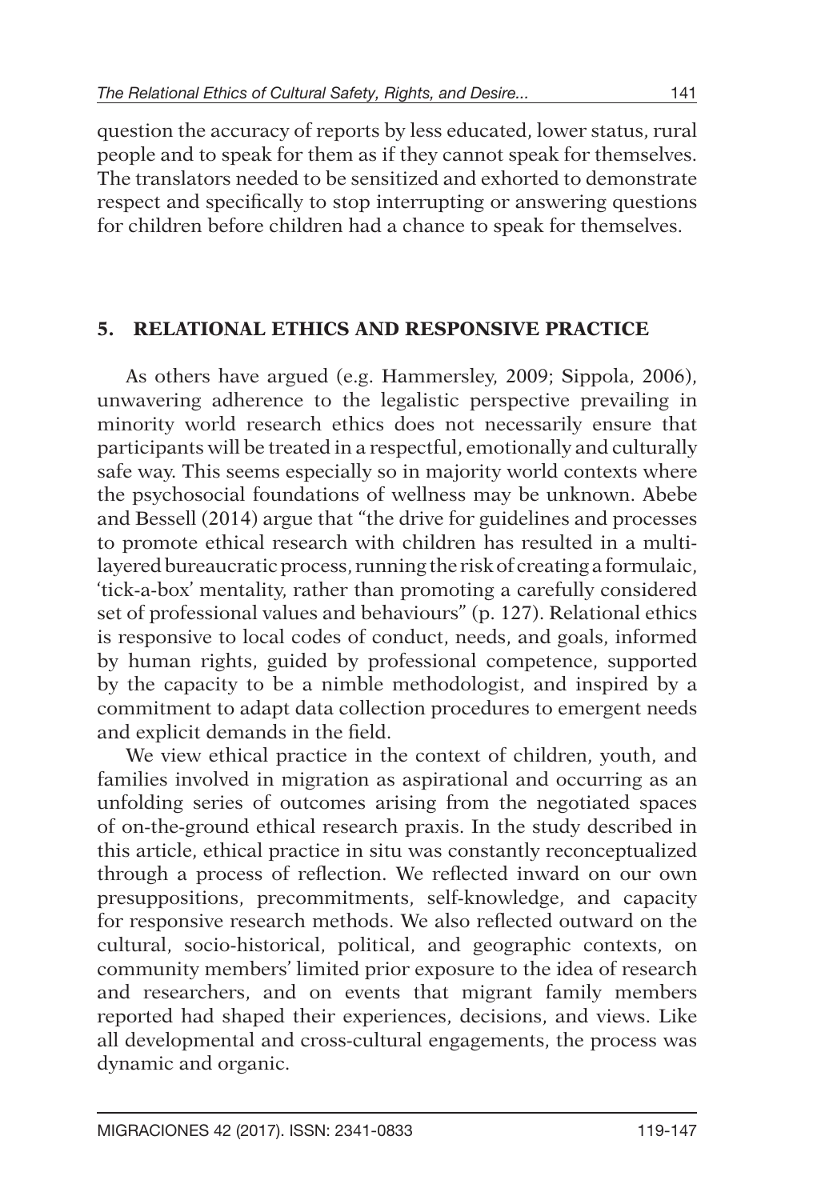question the accuracy of reports by less educated, lower status, rural people and to speak for them as if they cannot speak for themselves. The translators needed to be sensitized and exhorted to demonstrate respect and specifically to stop interrupting or answering questions for children before children had a chance to speak for themselves.

## 5. RELATIONAL ETHICS AND RESPONSIVE PRACTICE

As others have argued (e.g. Hammersley, 2009; Sippola, 2006), unwavering adherence to the legalistic perspective prevailing in minority world research ethics does not necessarily ensure that participants will be treated in a respectful, emotionally and culturally safe way. This seems especially so in majority world contexts where the psychosocial foundations of wellness may be unknown. Abebe and Bessell (2014) argue that "the drive for guidelines and processes to promote ethical research with children has resulted in a multi-layered bureaucratic process, running the risk of creating a formulaic, 'tick-a-box' mentality, rather than promoting a carefully considered set of professional values and behaviours" (p. 127). Relational ethics is responsive to local codes of conduct, needs, and goals, informed by human rights, guided by professional competence, supported by the capacity to be a nimble methodologist, and inspired by a commitment to adapt data collection procedures to emergent needs and explicit demands in the field.

We view ethical practice in the context of children, youth, and families involved in migration as aspirational and occurring as an unfolding series of outcomes arising from the negotiated spaces of on-the-ground ethical research praxis. In the study described in this article, ethical practice in situ was constantly reconceptualized through a process of reflection. We reflected inward on our own presuppositions, precommitments, self-knowledge, and capacity for responsive research methods. We also reflected outward on the cultural, socio-historical, political, and geographic contexts, on community members' limited prior exposure to the idea of research and researchers, and on events that migrant family members reported had shaped their experiences, decisions, and views. Like all developmental and cross-cultural engagements, the process was dynamic and organic.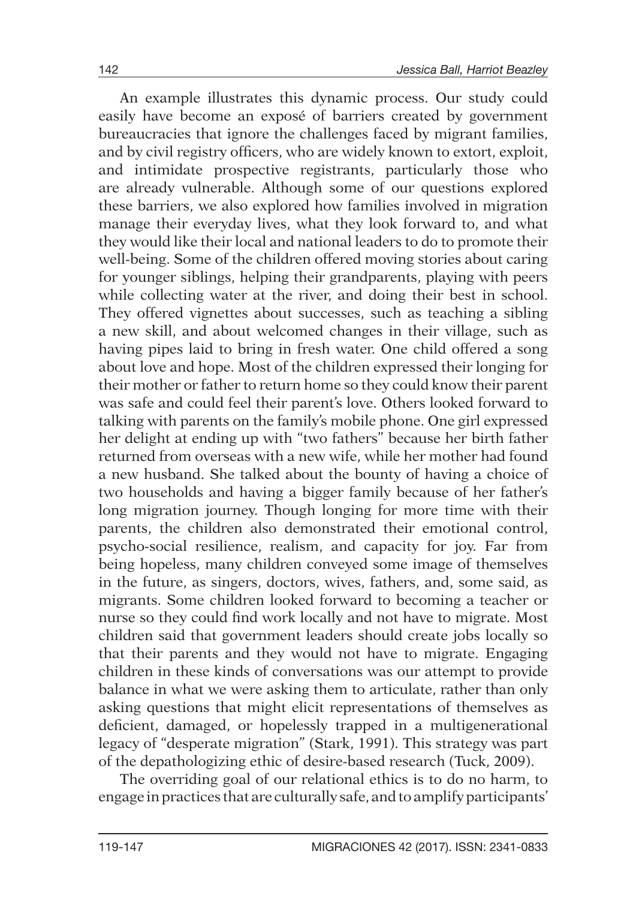An example illustrates this dynamic process. Our study could easily have become an exposé of barriers created by government bureaucracies that ignore the challenges faced by migrant families, and by civil registry officers, who are widely known to extort, exploit, and intimidate prospective registrants, particularly those who are already vulnerable. Although some of our questions explored these barriers, we also explored how families involved in migration manage their everyday lives, what they look forward to, and what they would like their local and national leaders to do to promote their well-being. Some of the children offered moving stories about caring for younger siblings, helping their grandparents, playing with peers while collecting water at the river, and doing their best in school. They offered vignettes about successes, such as teaching a sibling a new skill, and about welcomed changes in their village, such as having pipes laid to bring in fresh water. One child offered a song about love and hope. Most of the children expressed their longing for their mother or father to return home so they could know their parent was safe and could feel their parent's love. Others looked forward to talking with parents on the family's mobile phone. One girl expressed her delight at ending up with "two fathers" because her birth father returned from overseas with a new wife, while her mother had found a new husband. She talked about the bounty of having a choice of two households and having a bigger family because of her father's long migration journey. Though longing for more time with their parents, the children also demonstrated their emotional control, psycho-social resilience, realism, and capacity for joy. Far from being hopeless, many children conveyed some image of themselves in the future, as singers, doctors, wives, fathers, and, some said, as migrants. Some children looked forward to becoming a teacher or nurse so they could find work locally and not have to migrate. Most children said that government leaders should create jobs locally so that their parents and they would not have to migrate. Engaging children in these kinds of conversations was our attempt to provide balance in what we were asking them to articulate, rather than only asking questions that might elicit representations of themselves as deficient, damaged, or hopelessly trapped in a multigenerational legacy of "desperate migration" (Stark, 1991). This strategy was part of the depathologizing ethic of desire-based research (Tuck, 2009).

The overriding goal of our relational ethics is to do no harm, to engage in practices that are culturally safe, and to amplify participants'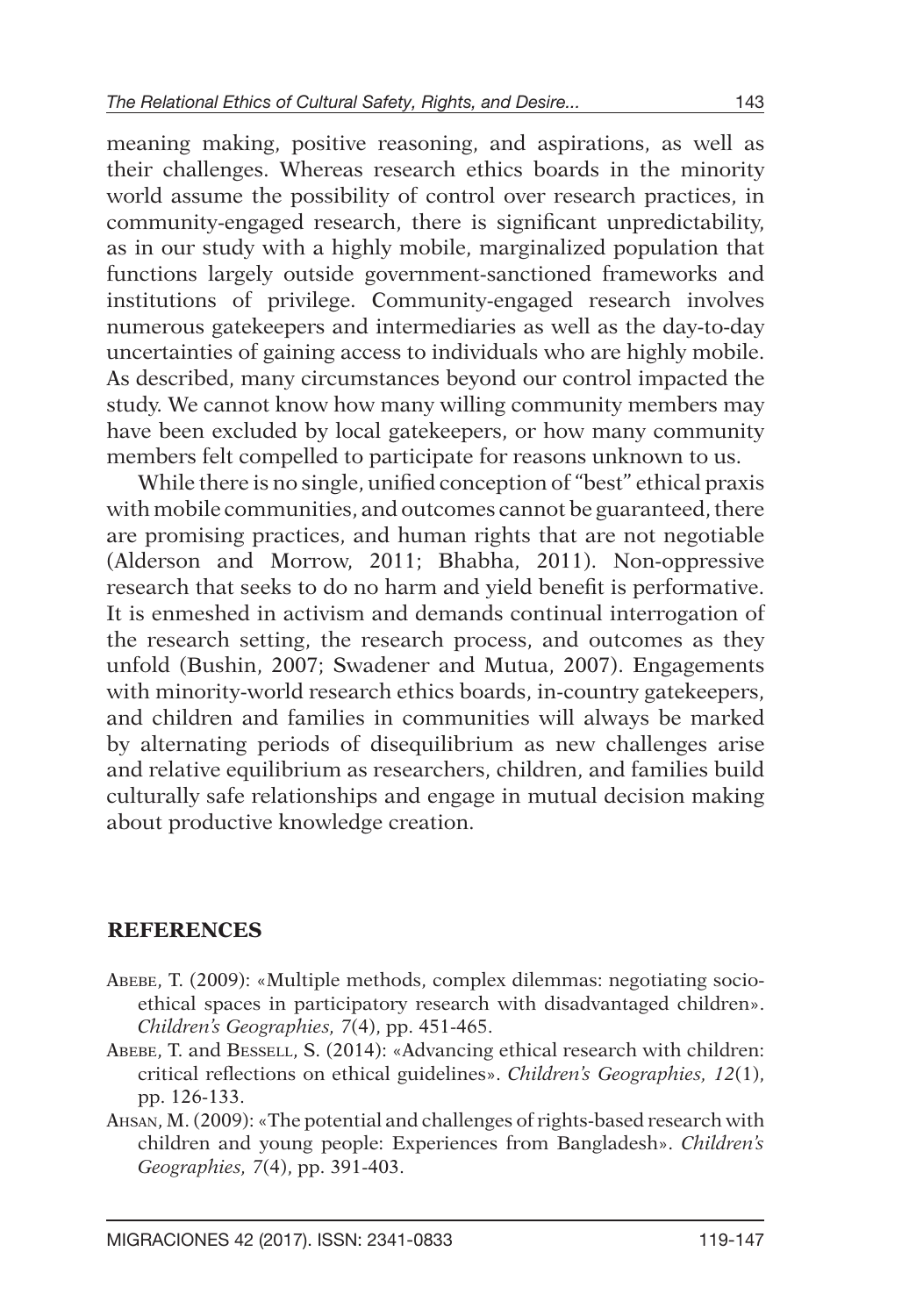meaning making, positive reasoning, and aspirations, as well as their challenges. Whereas research ethics boards in the minority world assume the possibility of control over research practices, in community-engaged research, there is significant unpredictability, as in our study with a highly mobile, marginalized population that functions largely outside government-sanctioned frameworks and institutions of privilege. Community-engaged research involves numerous gatekeepers and intermediaries as well as the day-to-day uncertainties of gaining access to individuals who are highly mobile. As described, many circumstances beyond our control impacted the study. We cannot know how many willing community members may have been excluded by local gatekeepers, or how many community members felt compelled to participate for reasons unknown to us.

While there is no single, unified conception of "best" ethical praxis with mobile communities, and outcomes cannot be guaranteed, there are promising practices, and human rights that are not negotiable (Alderson and Morrow, 2011; Bhabha, 2011). Non-oppressive research that seeks to do no harm and yield benefit is performative. It is enmeshed in activism and demands continual interrogation of the research setting, the research process, and outcomes as they unfold (Bushin, 2007; Swadener and Mutua, 2007). Engagements with minority-world research ethics boards, in-country gatekeepers, and children and families in communities will always be marked by alternating periods of disequilibrium as new challenges arise and relative equilibrium as researchers, children, and families build culturally safe relationships and engage in mutual decision making about productive knowledge creation.

## REFERENCES

Abebe, T. (2009): «Multiple methods, complex dilemmas: negotiating socio-ethical spaces in participatory research with disadvantaged children». *Children's Geographies, 7*(4), pp. 451-465.

Abebe, T. and Bessell, S. (2014): «Advancing ethical research with children: critical reflections on ethical guidelines». *Children's Geographies, 12*(1), pp. 126-133.

Ahsan, M. (2009): «The potential and challenges of rights-based research with children and young people: Experiences from Bangladesh». *Children's Geographies, 7*(4), pp. 391-403.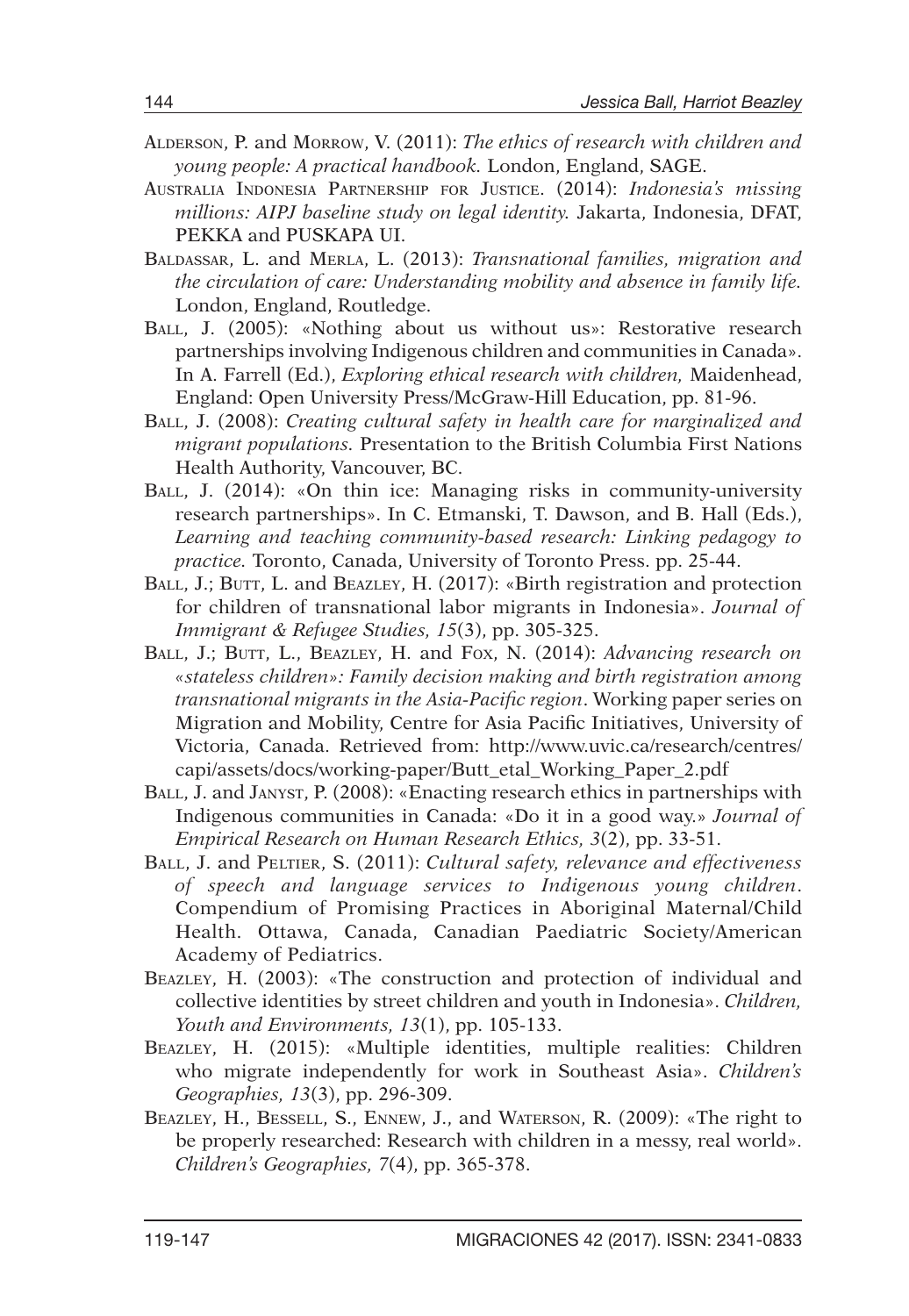Alderson, P. and Morrow, V. (2011): *The ethics of research with children and young people: A practical handbook.* London, England, SAGE.

Australia Indonesia Partnership for Justice. (2014): *Indonesia's missing millions: AIPJ baseline study on legal identity.* Jakarta, Indonesia, DFAT, PEKKA and PUSKAPA UI.

Baldassar, L. and Merla, L. (2013): *Transnational families, migration and the circulation of care: Understanding mobility and absence in family life.* London, England, Routledge.

Ball, J. (2005): «Nothing about us without us»: Restorative research partnerships involving Indigenous children and communities in Canada». In A. Farrell (Ed.), *Exploring ethical research with children,* Maidenhead, England: Open University Press/McGraw-Hill Education, pp. 81-96.

Ball, J. (2008): *Creating cultural safety in health care for marginalized and migrant populations.* Presentation to the British Columbia First Nations Health Authority, Vancouver, BC.

Ball, J. (2014): «On thin ice: Managing risks in community-university research partnerships». In C. Etmanski, T. Dawson, and B. Hall (Eds.), *Learning and teaching community-based research: Linking pedagogy to practice.* Toronto, Canada, University of Toronto Press. pp. 25-44.

Ball, J.; Butt, L. and Beazley, H. (2017): «Birth registration and protection for children of transnational labor migrants in Indonesia». *Journal of Immigrant & Refugee Studies, 15*(3), pp. 305-325.

Ball, J.; Butt, L., Beazley, H. and Fox, N. (2014): *Advancing research on «stateless children»: Family decision making and birth registration among transnational migrants in the Asia-Pacific region*. Working paper series on Migration and Mobility, Centre for Asia Pacific Initiatives, University of Victoria, Canada. Retrieved from: http://www.uvic.ca/research/centres/capi/assets/docs/working-paper/Butt_etal_Working_Paper_2.pdf

Ball, J. and Janyst, P. (2008): «Enacting research ethics in partnerships with Indigenous communities in Canada: «Do it in a good way.» *Journal of Empirical Research on Human Research Ethics, 3*(2), pp. 33-51.

Ball, J. and Peltier, S. (2011): *Cultural safety, relevance and effectiveness of speech and language services to Indigenous young children*. Compendium of Promising Practices in Aboriginal Maternal/Child Health. Ottawa, Canada, Canadian Paediatric Society/American Academy of Pediatrics.

Beazley, H. (2003): «The construction and protection of individual and collective identities by street children and youth in Indonesia». *Children, Youth and Environments, 13*(1), pp. 105-133.

Beazley, H. (2015): «Multiple identities, multiple realities: Children who migrate independently for work in Southeast Asia». *Children's Geographies, 13*(3), pp. 296-309.

Beazley, H., Bessell, S., Ennew, J., and Waterson, R. (2009): «The right to be properly researched: Research with children in a messy, real world». *Children's Geographies, 7*(4), pp. 365-378.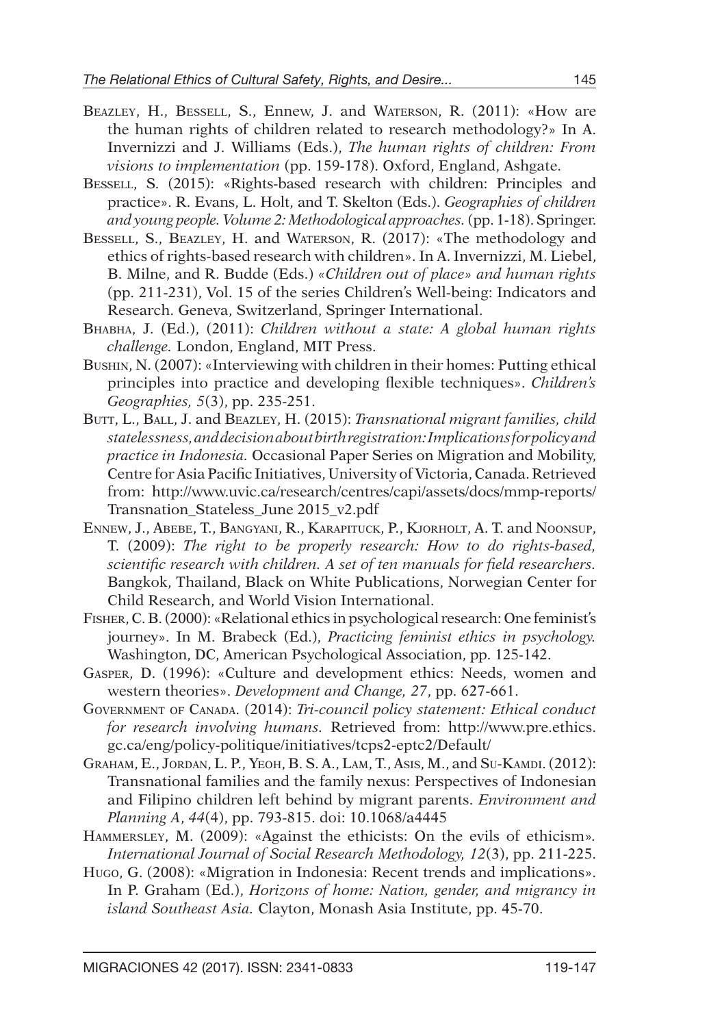Beazley, H., Bessell, S., Ennew, J. and Waterson, R. (2011): «How are the human rights of children related to research methodology?» In A. Invernizzi and J. Williams (Eds.), *The human rights of children: From visions to implementation* (pp. 159-178). Oxford, England, Ashgate.

Bessell, S. (2015): «Rights-based research with children: Principles and practice». R. Evans, L. Holt, and T. Skelton (Eds.). *Geographies of children and young people. Volume 2: Methodological approaches.* (pp. 1-18). Springer.

Bessell, S., Beazley, H. and Waterson, R. (2017): «The methodology and ethics of rights-based research with children». In A. Invernizzi, M. Liebel, B. Milne, and R. Budde (Eds.) *«Children out of place» and human rights* (pp. 211-231), Vol. 15 of the series Children's Well-being: Indicators and Research. Geneva, Switzerland, Springer International.

Bhabha, J. (Ed.), (2011): *Children without a state: A global human rights challenge.* London, England, MIT Press.

Bushin, N. (2007): «Interviewing with children in their homes: Putting ethical principles into practice and developing flexible techniques». *Children's Geographies, 5*(3), pp. 235-251.

Butt, L., Ball, J. and Beazley, H. (2015): *Transnational migrant families, child statelessness, and decision about birth registration: Implications for policy and practice in Indonesia.* Occasional Paper Series on Migration and Mobility, Centre for Asia Pacific Initiatives, University of Victoria, Canada. Retrieved from: http://www.uvic.ca/research/centres/capi/assets/docs/mmp-reports/Transnation_Stateless_June 2015_v2.pdf

Ennew, J., Abebe, T., Bangyani, R., Karapituck, P., Kjorholt, A. T. and Noonsup, T. (2009): *The right to be properly research: How to do rights-based, scientific research with children. A set of ten manuals for field researchers.* Bangkok, Thailand, Black on White Publications, Norwegian Center for Child Research, and World Vision International.

Fisher, C. B. (2000): «Relational ethics in psychological research: One feminist's journey». In M. Brabeck (Ed.), *Practicing feminist ethics in psychology.* Washington, DC, American Psychological Association, pp. 125-142.

Gasper, D. (1996): «Culture and development ethics: Needs, women and western theories». *Development and Change, 27*, pp. 627-661.

Government of Canada. (2014): *Tri-council policy statement: Ethical conduct for research involving humans.* Retrieved from: http://www.pre.ethics.gc.ca/eng/policy-politique/initiatives/tcps2-eptc2/Default/

Graham, E., Jordan, L. P., Yeoh, B. S. A., Lam, T., Asis, M., and Su-Kamdi. (2012): Transnational families and the family nexus: Perspectives of Indonesian and Filipino children left behind by migrant parents. *Environment and Planning A, 44*(4), pp. 793-815. doi: 10.1068/a4445

Hammersley, M. (2009): «Against the ethicists: On the evils of ethicism». *International Journal of Social Research Methodology, 12*(3), pp. 211-225.

Hugo, G. (2008): «Migration in Indonesia: Recent trends and implications». In P. Graham (Ed.), *Horizons of home: Nation, gender, and migrancy in island Southeast Asia.* Clayton, Monash Asia Institute, pp. 45-70.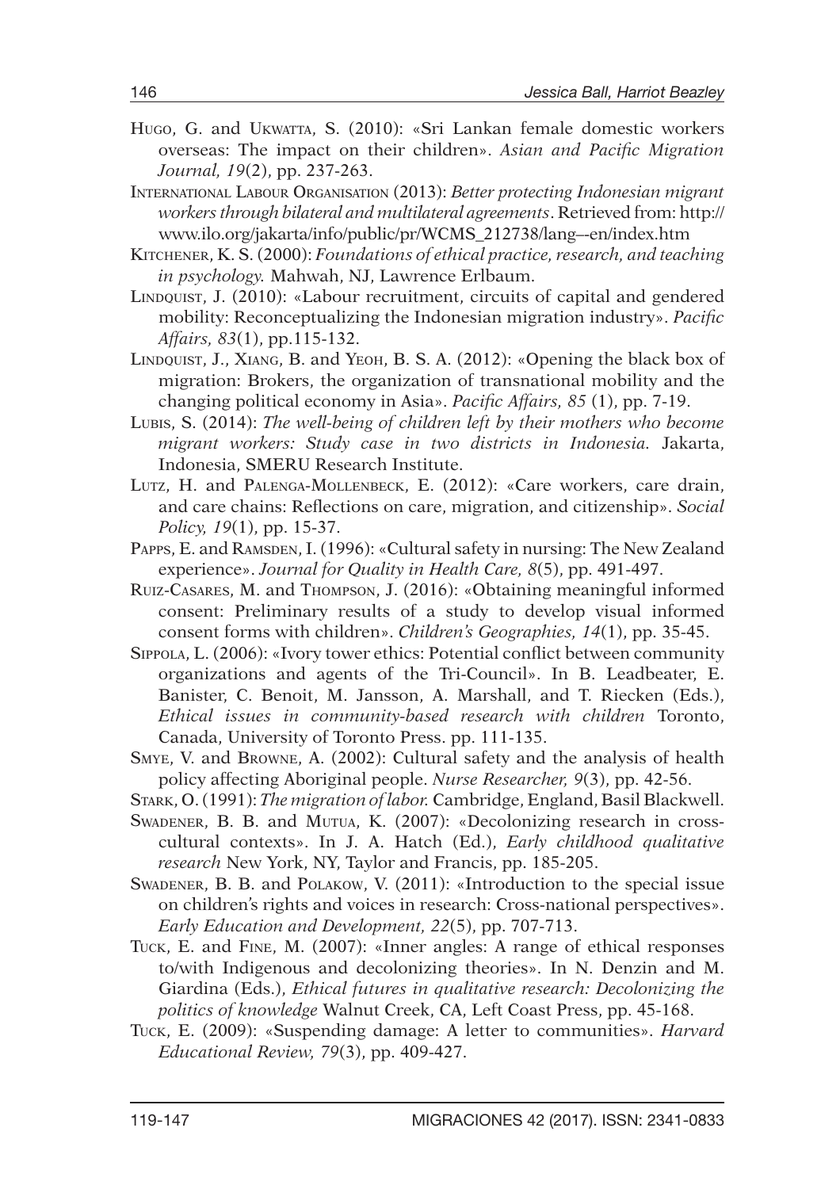Hugo, G. and Ukwatta, S. (2010): «Sri Lankan female domestic workers overseas: The impact on their children». *Asian and Pacific Migration Journal, 19*(2), pp. 237-263.

International Labour Organisation (2013): *Better protecting Indonesian migrant workers through bilateral and multilateral agreements*. Retrieved from: http://www.ilo.org/jakarta/info/public/pr/WCMS_212738/lang--en/index.htm

Kitchener, K. S. (2000): *Foundations of ethical practice, research, and teaching in psychology.* Mahwah, NJ, Lawrence Erlbaum.

Lindquist, J. (2010): «Labour recruitment, circuits of capital and gendered mobility: Reconceptualizing the Indonesian migration industry». *Pacific Affairs, 83*(1), pp.115-132.

Lindquist, J., Xiang, B. and Yeoh, B. S. A. (2012): «Opening the black box of migration: Brokers, the organization of transnational mobility and the changing political economy in Asia». *Pacific Affairs, 85* (1), pp. 7-19.

Lubis, S. (2014): *The well-being of children left by their mothers who become migrant workers: Study case in two districts in Indonesia.* Jakarta, Indonesia, SMERU Research Institute.

Lutz, H. and Palenga-Mollenbeck, E. (2012): «Care workers, care drain, and care chains: Reflections on care, migration, and citizenship». *Social Policy, 19*(1), pp. 15-37.

Papps, E. and Ramsden, I. (1996): «Cultural safety in nursing: The New Zealand experience». *Journal for Quality in Health Care, 8*(5), pp. 491-497.

Ruiz-Casares, M. and Thompson, J. (2016): «Obtaining meaningful informed consent: Preliminary results of a study to develop visual informed consent forms with children». *Children's Geographies, 14*(1), pp. 35-45.

Sippola, L. (2006): «Ivory tower ethics: Potential conflict between community organizations and agents of the Tri-Council». In B. Leadbeater, E. Banister, C. Benoit, M. Jansson, A. Marshall, and T. Riecken (Eds.), *Ethical issues in community-based research with children* Toronto, Canada, University of Toronto Press. pp. 111-135.

Smye, V. and Browne, A. (2002): Cultural safety and the analysis of health policy affecting Aboriginal people. *Nurse Researcher, 9*(3), pp. 42-56.

Stark, O. (1991): *The migration of labor.* Cambridge, England, Basil Blackwell.

Swadener, B. B. and Mutua, K. (2007): «Decolonizing research in cross-cultural contexts». In J. A. Hatch (Ed.), *Early childhood qualitative research* New York, NY, Taylor and Francis, pp. 185-205.

Swadener, B. B. and Polakow, V. (2011): «Introduction to the special issue on children's rights and voices in research: Cross-national perspectives». *Early Education and Development, 22*(5), pp. 707-713.

Tuck, E. and Fine, M. (2007): «Inner angles: A range of ethical responses to/with Indigenous and decolonizing theories». In N. Denzin and M. Giardina (Eds.), *Ethical futures in qualitative research: Decolonizing the politics of knowledge* Walnut Creek, CA, Left Coast Press, pp. 45-168.

Tuck, E. (2009): «Suspending damage: A letter to communities». *Harvard Educational Review, 79*(3), pp. 409-427.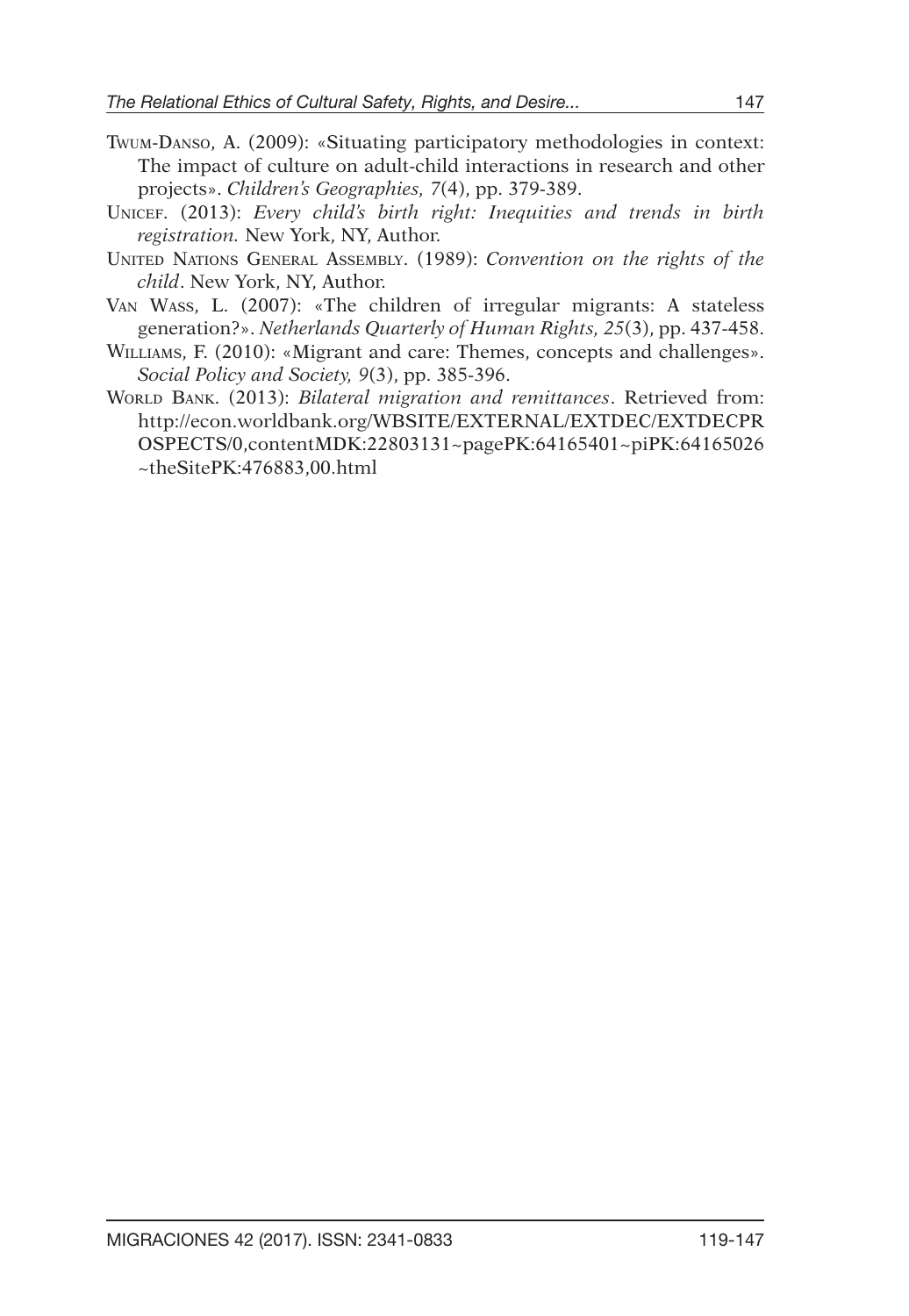Twum-Danso, A. (2009): «Situating participatory methodologies in context: The impact of culture on adult-child interactions in research and other projects». *Children's Geographies, 7*(4), pp. 379-389.

Unicef. (2013): *Every child's birth right: Inequities and trends in birth registration.* New York, NY, Author.

United Nations General Assembly. (1989): *Convention on the rights of the child*. New York, NY, Author.

Van Wass, L. (2007): «The children of irregular migrants: A stateless generation?». *Netherlands Quarterly of Human Rights, 25*(3), pp. 437-458.

Williams, F. (2010): «Migrant and care: Themes, concepts and challenges». *Social Policy and Society, 9*(3), pp. 385-396.

World Bank. (2013): *Bilateral migration and remittances*. Retrieved from: http://econ.worldbank.org/WBSITE/EXTERNAL/EXTDEC/EXTDECPROSPECTS/0,contentMDK:22803131~pagePK:64165401~piPK:64165026~theSitePK:476883,00.html